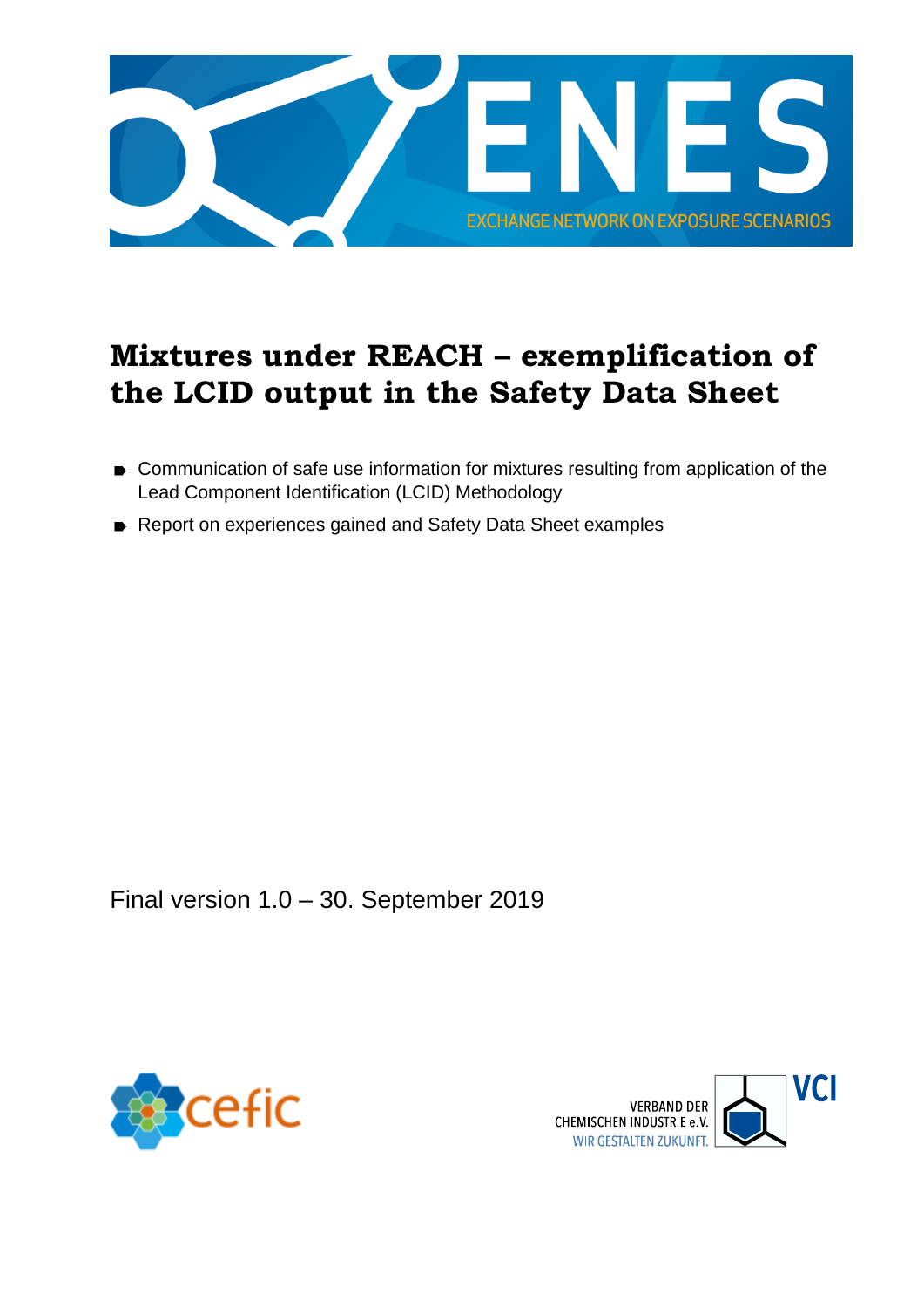ENES

EXCHANGE NETWORK ON EXPOSURE SCENARIOS

# Mixtures under REACH – exemplification of the LCID output in the Safety Data Sheet

- Communication of safe use information for mixtures resulting from application of the Lead Component Identification (LCID) Methodology
- Report on experiences gained and Safety Data Sheet examples

Final version 1.0 – 30. September 2019

cefic

VERBAND DER CHEMISCHEN INDUSTRIE e.V.
WIR GESTALTEN ZUKUNFT.
VCI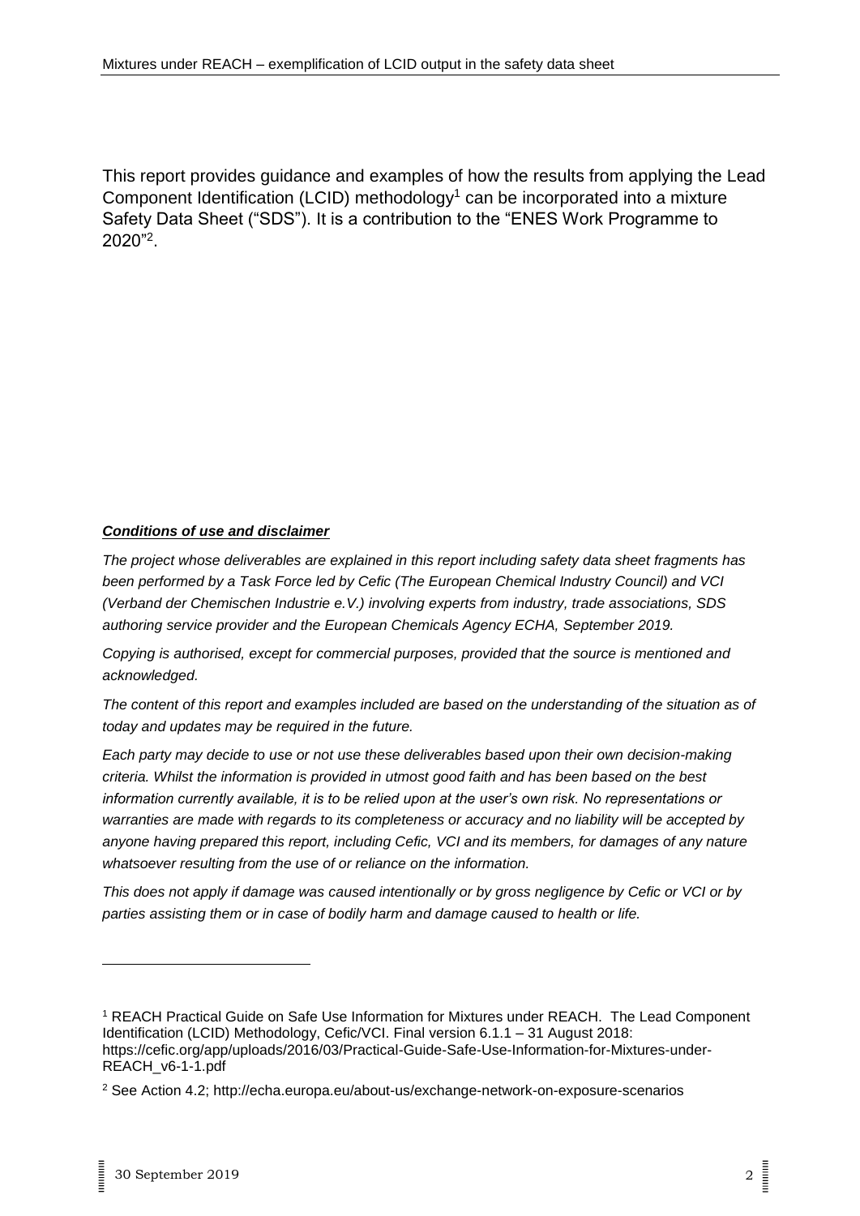This report provides guidance and examples of how the results from applying the Lead Component Identification (LCID) methodology[1] can be incorporated into a mixture Safety Data Sheet ("SDS"). It is a contribution to the "ENES Work Programme to 2020"[2].

***Conditions of use and disclaimer***

*The project whose deliverables are explained in this report including safety data sheet fragments has been performed by a Task Force led by Cefic (The European Chemical Industry Council) and VCI (Verband der Chemischen Industrie e.V.) involving experts from industry, trade associations, SDS authoring service provider and the European Chemicals Agency ECHA, September 2019.*

*Copying is authorised, except for commercial purposes, provided that the source is mentioned and acknowledged.*

*The content of this report and examples included are based on the understanding of the situation as of today and updates may be required in the future.*

*Each party may decide to use or not use these deliverables based upon their own decision-making criteria. Whilst the information is provided in utmost good faith and has been based on the best information currently available, it is to be relied upon at the user's own risk. No representations or warranties are made with regards to its completeness or accuracy and no liability will be accepted by anyone having prepared this report, including Cefic, VCI and its members, for damages of any nature whatsoever resulting from the use of or reliance on the information.*

*This does not apply if damage was caused intentionally or by gross negligence by Cefic or VCI or by parties assisting them or in case of bodily harm and damage caused to health or life.*

---

[1] REACH Practical Guide on Safe Use Information for Mixtures under REACH. The Lead Component Identification (LCID) Methodology, Cefic/VCI. Final version 6.1.1 – 31 August 2018: https://cefic.org/app/uploads/2016/03/Practical-Guide-Safe-Use-Information-for-Mixtures-under-REACH_v6-1-1.pdf

[2] See Action 4.2; http://echa.europa.eu/about-us/exchange-network-on-exposure-scenarios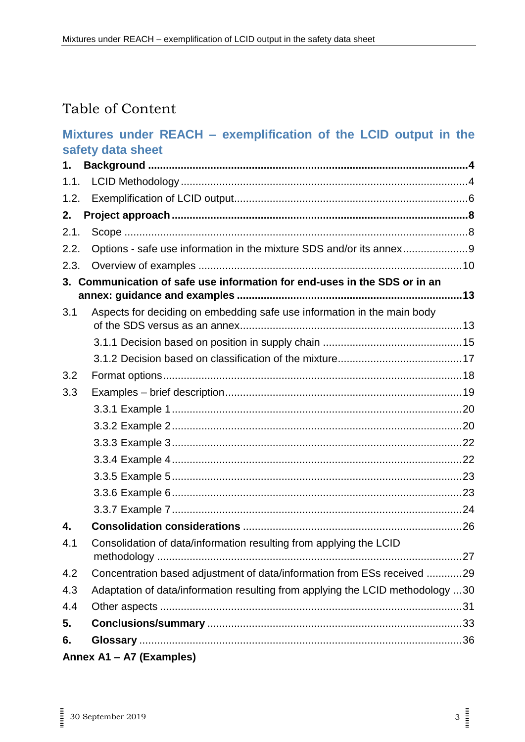# Table of Content

## Mixtures under REACH – exemplification of the LCID output in the safety data sheet

**1. Background ....................................................................................................4**

1.1. LCID Methodology ....................................................................................4

1.2. Exemplification of LCID output..................................................................6

**2. Project approach ...........................................................................................8**

2.1. Scope ........................................................................................................8

2.2. Options - safe use information in the mixture SDS and/or its annex ....................9

2.3. Overview of examples ..............................................................................10

**3. Communication of safe use information for end-uses in the SDS or in an annex: guidance and examples ..........................................................................13**

3.1 Aspects for deciding on embedding safe use information in the main body of the SDS versus as an annex..............................................................................13

3.1.1 Decision based on position in supply chain ...............................................15

3.1.2 Decision based on classification of the mixture..........................................17

3.2 Format options..........................................................................................18

3.3 Examples – brief description......................................................................19

3.3.1 Example 1 ..............................................................................................20

3.3.2 Example 2 ..............................................................................................20

3.3.3 Example 3 ..............................................................................................22

3.3.4 Example 4 ..............................................................................................22

3.3.5 Example 5 ..............................................................................................23

3.3.6 Example 6 ..............................................................................................23

3.3.7 Example 7 ..............................................................................................24

**4. Consolidation considerations .........................................................................26**

4.1 Consolidation of data/information resulting from applying the LCID methodology .............................................................................................27

4.2 Concentration based adjustment of data/information from ESs received ............29

4.3 Adaptation of data/information resulting from applying the LCID methodology ...30

4.4 Other aspects ............................................................................................31

**5. Conclusions/summary ...................................................................................33**

**6. Glossary .......................................................................................................36**

**Annex A1 – A7 (Examples)**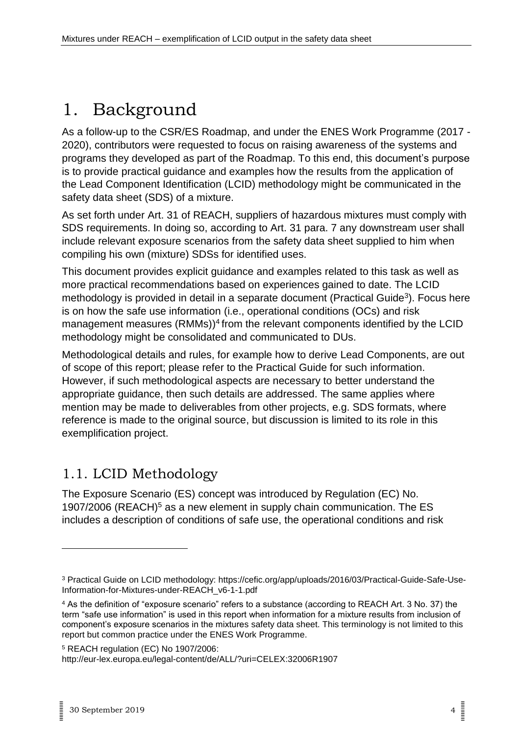# 1. Background

As a follow-up to the CSR/ES Roadmap, and under the ENES Work Programme (2017 - 2020), contributors were requested to focus on raising awareness of the systems and programs they developed as part of the Roadmap. To this end, this document's purpose is to provide practical guidance and examples how the results from the application of the Lead Component Identification (LCID) methodology might be communicated in the safety data sheet (SDS) of a mixture.

As set forth under Art. 31 of REACH, suppliers of hazardous mixtures must comply with SDS requirements. In doing so, according to Art. 31 para. 7 any downstream user shall include relevant exposure scenarios from the safety data sheet supplied to him when compiling his own (mixture) SDSs for identified uses.

This document provides explicit guidance and examples related to this task as well as more practical recommendations based on experiences gained to date. The LCID methodology is provided in detail in a separate document (Practical Guide[3]). Focus here is on how the safe use information (i.e., operational conditions (OCs) and risk management measures (RMMs))[4] from the relevant components identified by the LCID methodology might be consolidated and communicated to DUs.

Methodological details and rules, for example how to derive Lead Components, are out of scope of this report; please refer to the Practical Guide for such information. However, if such methodological aspects are necessary to better understand the appropriate guidance, then such details are addressed. The same applies where mention may be made to deliverables from other projects, e.g. SDS formats, where reference is made to the original source, but discussion is limited to its role in this exemplification project.

## 1.1. LCID Methodology

The Exposure Scenario (ES) concept was introduced by Regulation (EC) No. 1907/2006 (REACH)[5] as a new element in supply chain communication. The ES includes a description of conditions of safe use, the operational conditions and risk

---

[3] Practical Guide on LCID methodology: https://cefic.org/app/uploads/2016/03/Practical-Guide-Safe-Use-Information-for-Mixtures-under-REACH_v6-1-1.pdf

[4] As the definition of "exposure scenario" refers to a substance (according to REACH Art. 3 No. 37) the term "safe use information" is used in this report when information for a mixture results from inclusion of component's exposure scenarios in the mixtures safety data sheet. This terminology is not limited to this report but common practice under the ENES Work Programme.

[5] REACH regulation (EC) No 1907/2006: http://eur-lex.europa.eu/legal-content/de/ALL/?uri=CELEX:32006R1907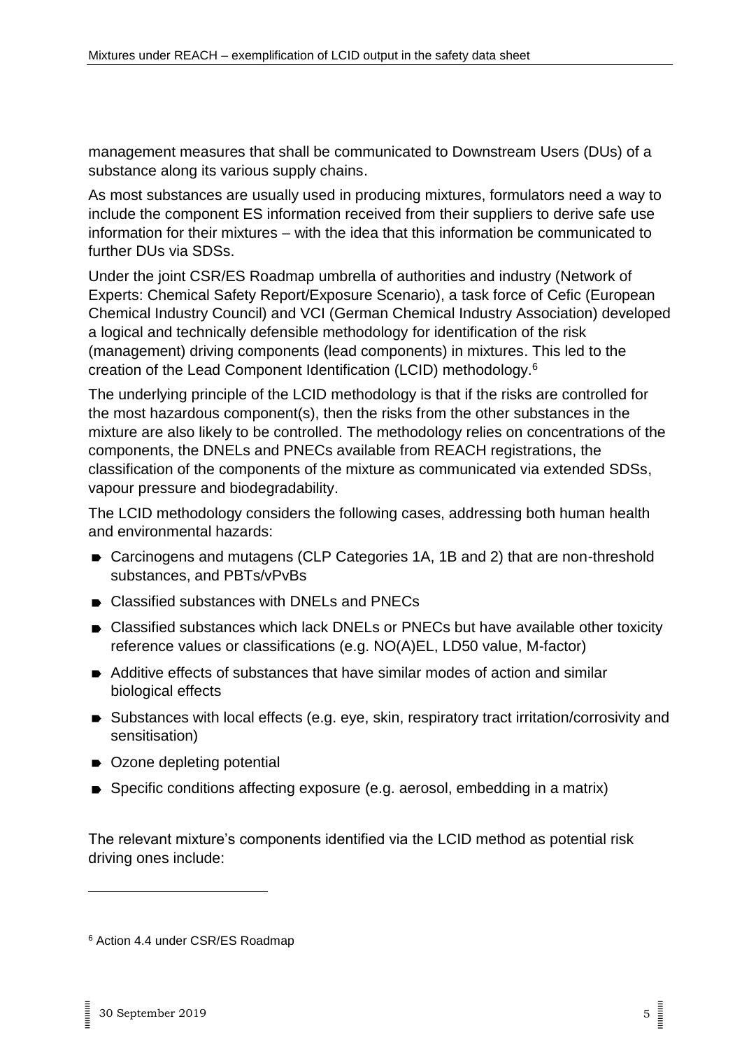management measures that shall be communicated to Downstream Users (DUs) of a substance along its various supply chains.

As most substances are usually used in producing mixtures, formulators need a way to include the component ES information received from their suppliers to derive safe use information for their mixtures – with the idea that this information be communicated to further DUs via SDSs.

Under the joint CSR/ES Roadmap umbrella of authorities and industry (Network of Experts: Chemical Safety Report/Exposure Scenario), a task force of Cefic (European Chemical Industry Council) and VCI (German Chemical Industry Association) developed a logical and technically defensible methodology for identification of the risk (management) driving components (lead components) in mixtures. This led to the creation of the Lead Component Identification (LCID) methodology.[6]

The underlying principle of the LCID methodology is that if the risks are controlled for the most hazardous component(s), then the risks from the other substances in the mixture are also likely to be controlled. The methodology relies on concentrations of the components, the DNELs and PNECs available from REACH registrations, the classification of the components of the mixture as communicated via extended SDSs, vapour pressure and biodegradability.

The LCID methodology considers the following cases, addressing both human health and environmental hazards:

- Carcinogens and mutagens (CLP Categories 1A, 1B and 2) that are non-threshold substances, and PBTs/vPvBs
- Classified substances with DNELs and PNECs
- Classified substances which lack DNELs or PNECs but have available other toxicity reference values or classifications (e.g. NO(A)EL, LD50 value, M-factor)
- Additive effects of substances that have similar modes of action and similar biological effects
- Substances with local effects (e.g. eye, skin, respiratory tract irritation/corrosivity and sensitisation)
- Ozone depleting potential
- Specific conditions affecting exposure (e.g. aerosol, embedding in a matrix)

The relevant mixture's components identified via the LCID method as potential risk driving ones include:

[6] Action 4.4 under CSR/ES Roadmap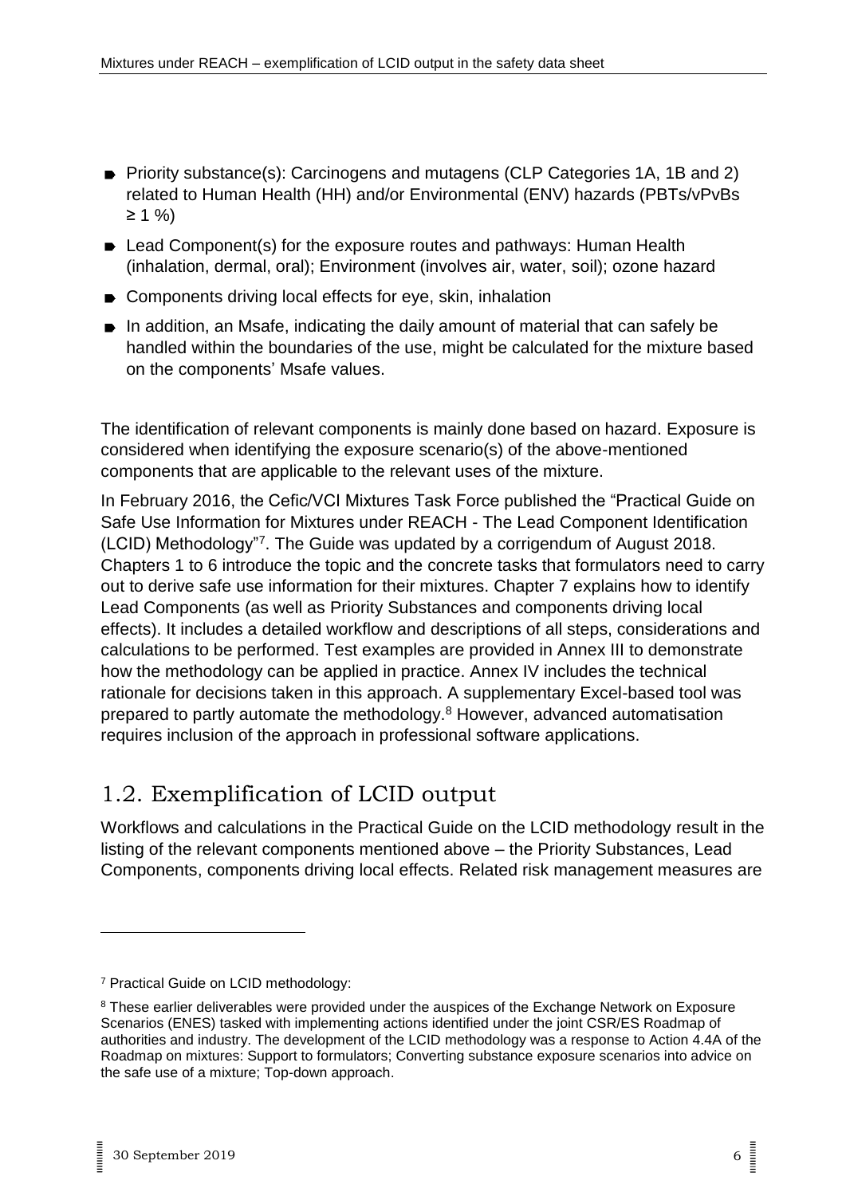- Priority substance(s): Carcinogens and mutagens (CLP Categories 1A, 1B and 2) related to Human Health (HH) and/or Environmental (ENV) hazards (PBTs/vPvBs ≥ 1 %)
- Lead Component(s) for the exposure routes and pathways: Human Health (inhalation, dermal, oral); Environment (involves air, water, soil); ozone hazard
- Components driving local effects for eye, skin, inhalation
- In addition, an Msafe, indicating the daily amount of material that can safely be handled within the boundaries of the use, might be calculated for the mixture based on the components' Msafe values.

The identification of relevant components is mainly done based on hazard. Exposure is considered when identifying the exposure scenario(s) of the above-mentioned components that are applicable to the relevant uses of the mixture.

In February 2016, the Cefic/VCI Mixtures Task Force published the "Practical Guide on Safe Use Information for Mixtures under REACH - The Lead Component Identification (LCID) Methodology"[7]. The Guide was updated by a corrigendum of August 2018. Chapters 1 to 6 introduce the topic and the concrete tasks that formulators need to carry out to derive safe use information for their mixtures. Chapter 7 explains how to identify Lead Components (as well as Priority Substances and components driving local effects). It includes a detailed workflow and descriptions of all steps, considerations and calculations to be performed. Test examples are provided in Annex III to demonstrate how the methodology can be applied in practice. Annex IV includes the technical rationale for decisions taken in this approach. A supplementary Excel-based tool was prepared to partly automate the methodology.[8] However, advanced automatisation requires inclusion of the approach in professional software applications.

## 1.2. Exemplification of LCID output

Workflows and calculations in the Practical Guide on the LCID methodology result in the listing of the relevant components mentioned above – the Priority Substances, Lead Components, components driving local effects. Related risk management measures are

[7] Practical Guide on LCID methodology:

[8] These earlier deliverables were provided under the auspices of the Exchange Network on Exposure Scenarios (ENES) tasked with implementing actions identified under the joint CSR/ES Roadmap of authorities and industry. The development of the LCID methodology was a response to Action 4.4A of the Roadmap on mixtures: Support to formulators; Converting substance exposure scenarios into advice on the safe use of a mixture; Top-down approach.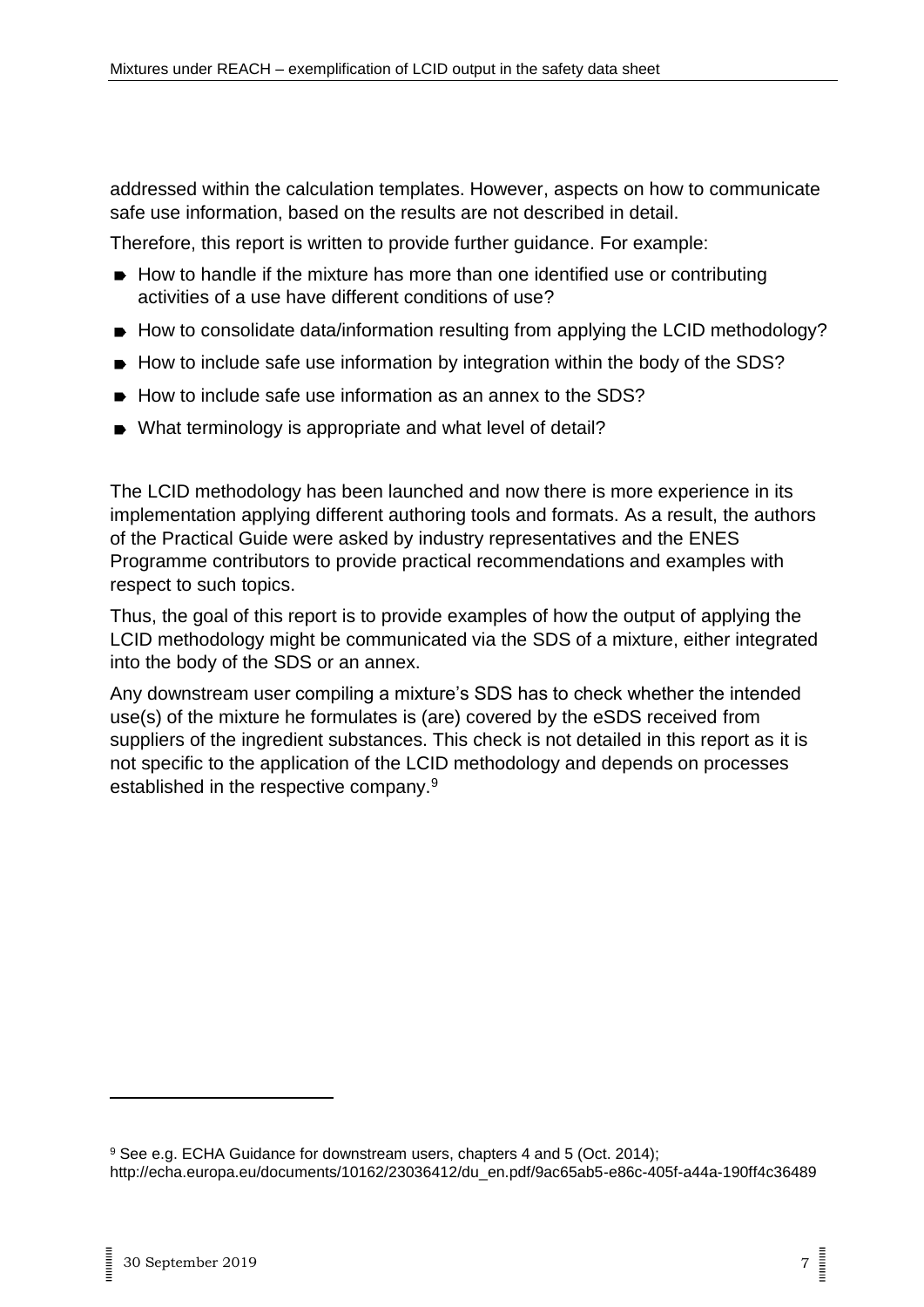addressed within the calculation templates. However, aspects on how to communicate safe use information, based on the results are not described in detail.

Therefore, this report is written to provide further guidance. For example:

- How to handle if the mixture has more than one identified use or contributing activities of a use have different conditions of use?
- How to consolidate data/information resulting from applying the LCID methodology?
- How to include safe use information by integration within the body of the SDS?
- How to include safe use information as an annex to the SDS?
- What terminology is appropriate and what level of detail?

The LCID methodology has been launched and now there is more experience in its implementation applying different authoring tools and formats. As a result, the authors of the Practical Guide were asked by industry representatives and the ENES Programme contributors to provide practical recommendations and examples with respect to such topics.

Thus, the goal of this report is to provide examples of how the output of applying the LCID methodology might be communicated via the SDS of a mixture, either integrated into the body of the SDS or an annex.

Any downstream user compiling a mixture's SDS has to check whether the intended use(s) of the mixture he formulates is (are) covered by the eSDS received from suppliers of the ingredient substances. This check is not detailed in this report as it is not specific to the application of the LCID methodology and depends on processes established in the respective company.[9]

---

[9] See e.g. ECHA Guidance for downstream users, chapters 4 and 5 (Oct. 2014); http://echa.europa.eu/documents/10162/23036412/du_en.pdf/9ac65ab5-e86c-405f-a44a-190ff4c36489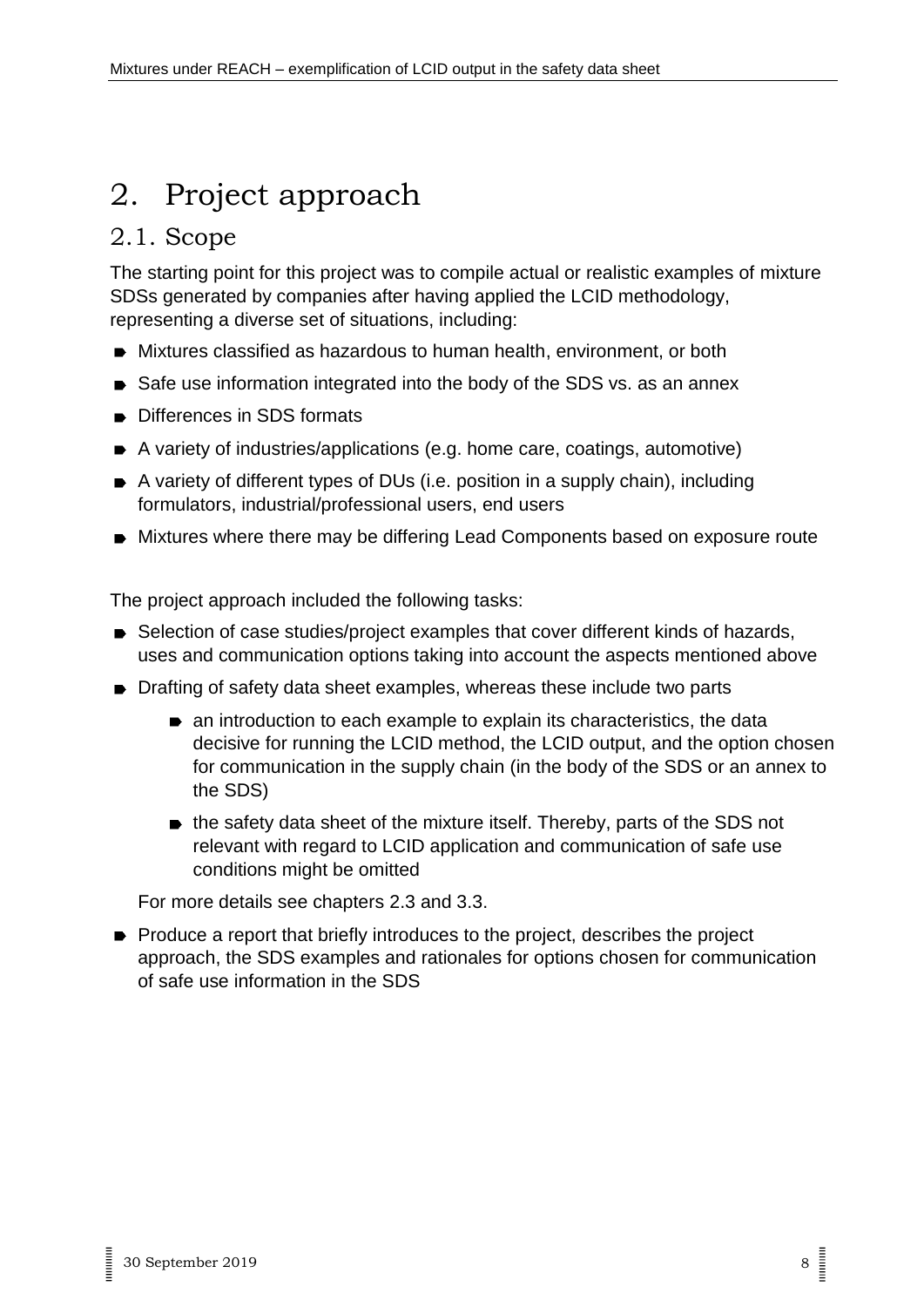# 2. Project approach

## 2.1. Scope

The starting point for this project was to compile actual or realistic examples of mixture SDSs generated by companies after having applied the LCID methodology, representing a diverse set of situations, including:

- Mixtures classified as hazardous to human health, environment, or both
- Safe use information integrated into the body of the SDS vs. as an annex
- Differences in SDS formats
- A variety of industries/applications (e.g. home care, coatings, automotive)
- A variety of different types of DUs (i.e. position in a supply chain), including formulators, industrial/professional users, end users
- Mixtures where there may be differing Lead Components based on exposure route

The project approach included the following tasks:

- Selection of case studies/project examples that cover different kinds of hazards, uses and communication options taking into account the aspects mentioned above
- Drafting of safety data sheet examples, whereas these include two parts
    - an introduction to each example to explain its characteristics, the data decisive for running the LCID method, the LCID output, and the option chosen for communication in the supply chain (in the body of the SDS or an annex to the SDS)
    - the safety data sheet of the mixture itself. Thereby, parts of the SDS not relevant with regard to LCID application and communication of safe use conditions might be omitted

  For more details see chapters 2.3 and 3.3.

- Produce a report that briefly introduces to the project, describes the project approach, the SDS examples and rationales for options chosen for communication of safe use information in the SDS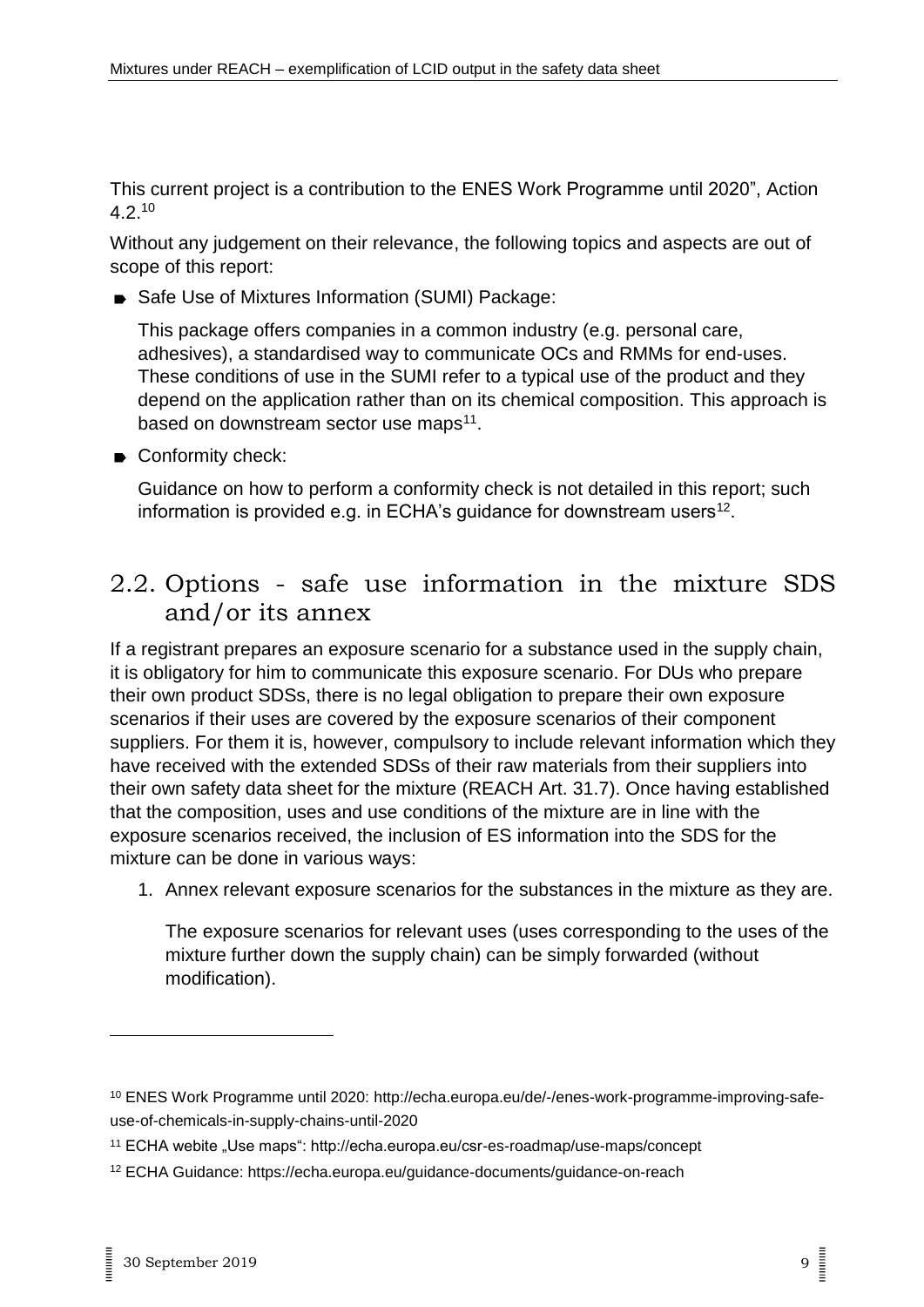This current project is a contribution to the ENES Work Programme until 2020", Action 4.2.[10]

Without any judgement on their relevance, the following topics and aspects are out of scope of this report:

- Safe Use of Mixtures Information (SUMI) Package:

  This package offers companies in a common industry (e.g. personal care, adhesives), a standardised way to communicate OCs and RMMs for end-uses. These conditions of use in the SUMI refer to a typical use of the product and they depend on the application rather than on its chemical composition. This approach is based on downstream sector use maps[11].

- Conformity check:

  Guidance on how to perform a conformity check is not detailed in this report; such information is provided e.g. in ECHA's guidance for downstream users[12].

## 2.2. Options - safe use information in the mixture SDS and/or its annex

If a registrant prepares an exposure scenario for a substance used in the supply chain, it is obligatory for him to communicate this exposure scenario. For DUs who prepare their own product SDSs, there is no legal obligation to prepare their own exposure scenarios if their uses are covered by the exposure scenarios of their component suppliers. For them it is, however, compulsory to include relevant information which they have received with the extended SDSs of their raw materials from their suppliers into their own safety data sheet for the mixture (REACH Art. 31.7). Once having established that the composition, uses and use conditions of the mixture are in line with the exposure scenarios received, the inclusion of ES information into the SDS for the mixture can be done in various ways:

1. Annex relevant exposure scenarios for the substances in the mixture as they are.

   The exposure scenarios for relevant uses (uses corresponding to the uses of the mixture further down the supply chain) can be simply forwarded (without modification).

---

[10] ENES Work Programme until 2020: http://echa.europa.eu/de/-/enes-work-programme-improving-safe-use-of-chemicals-in-supply-chains-until-2020

[11] ECHA webite „Use maps": http://echa.europa.eu/csr-es-roadmap/use-maps/concept

[12] ECHA Guidance: https://echa.europa.eu/guidance-documents/guidance-on-reach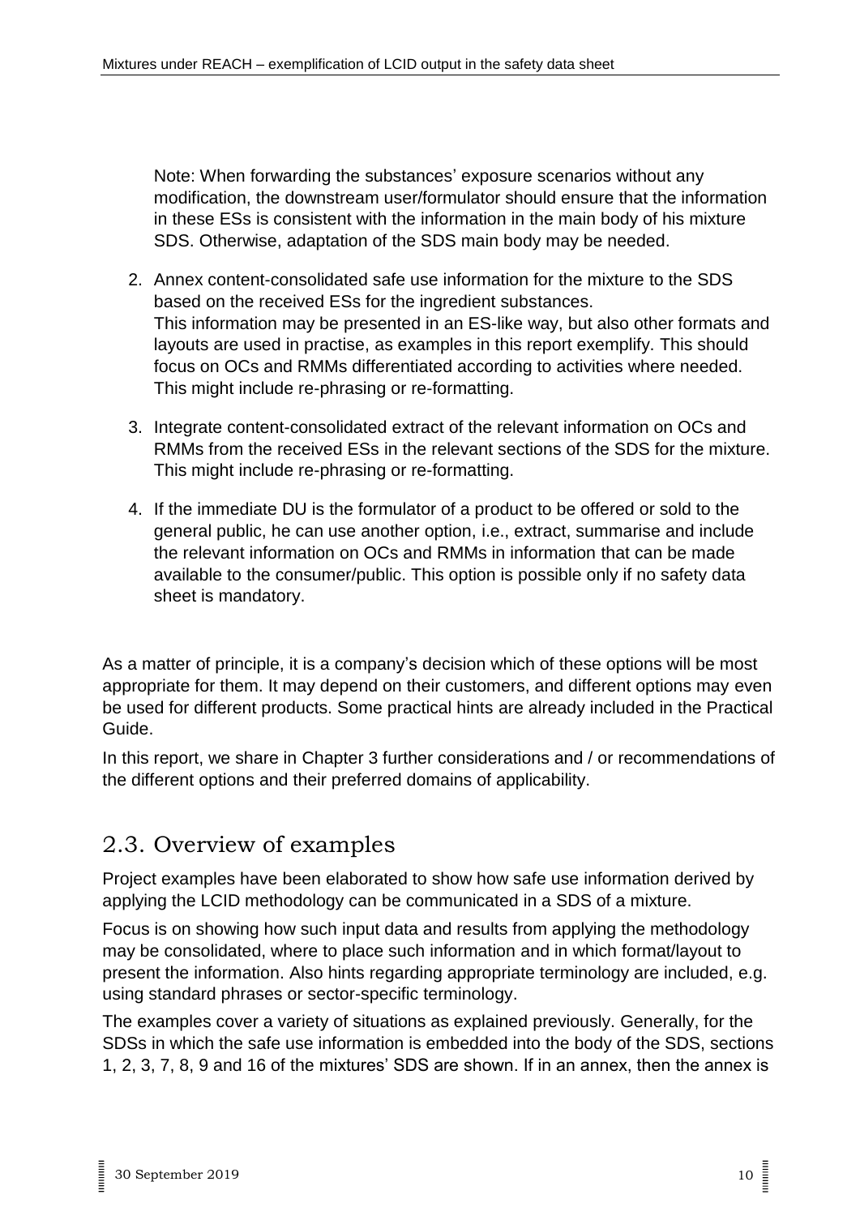Note: When forwarding the substances' exposure scenarios without any modification, the downstream user/formulator should ensure that the information in these ESs is consistent with the information in the main body of his mixture SDS. Otherwise, adaptation of the SDS main body may be needed.

2. Annex content-consolidated safe use information for the mixture to the SDS based on the received ESs for the ingredient substances.
   This information may be presented in an ES-like way, but also other formats and layouts are used in practise, as examples in this report exemplify. This should focus on OCs and RMMs differentiated according to activities where needed. This might include re-phrasing or re-formatting.

3. Integrate content-consolidated extract of the relevant information on OCs and RMMs from the received ESs in the relevant sections of the SDS for the mixture. This might include re-phrasing or re-formatting.

4. If the immediate DU is the formulator of a product to be offered or sold to the general public, he can use another option, i.e., extract, summarise and include the relevant information on OCs and RMMs in information that can be made available to the consumer/public. This option is possible only if no safety data sheet is mandatory.

As a matter of principle, it is a company's decision which of these options will be most appropriate for them. It may depend on their customers, and different options may even be used for different products. Some practical hints are already included in the Practical Guide.

In this report, we share in Chapter 3 further considerations and / or recommendations of the different options and their preferred domains of applicability.

## 2.3. Overview of examples

Project examples have been elaborated to show how safe use information derived by applying the LCID methodology can be communicated in a SDS of a mixture.

Focus is on showing how such input data and results from applying the methodology may be consolidated, where to place such information and in which format/layout to present the information. Also hints regarding appropriate terminology are included, e.g. using standard phrases or sector-specific terminology.

The examples cover a variety of situations as explained previously. Generally, for the SDSs in which the safe use information is embedded into the body of the SDS, sections 1, 2, 3, 7, 8, 9 and 16 of the mixtures' SDS are shown. If in an annex, then the annex is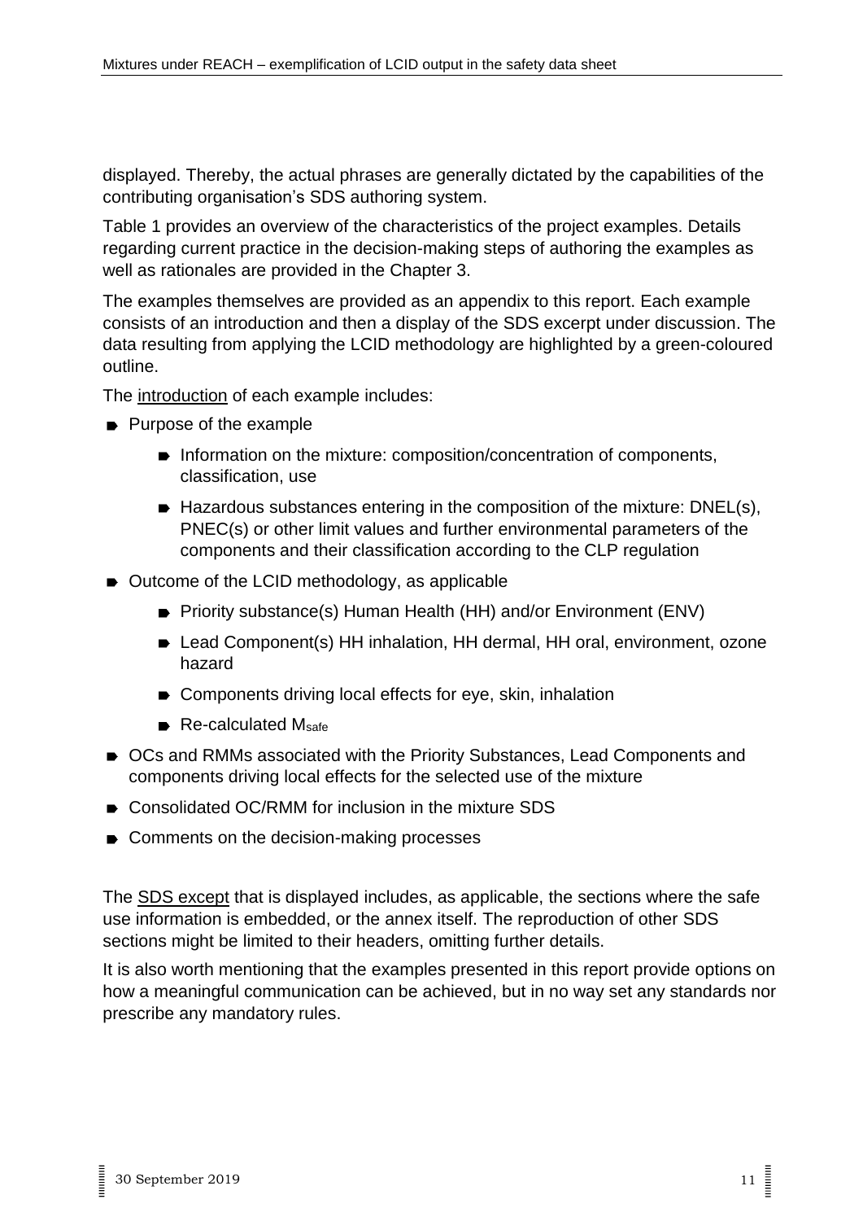displayed. Thereby, the actual phrases are generally dictated by the capabilities of the contributing organisation's SDS authoring system.

Table 1 provides an overview of the characteristics of the project examples. Details regarding current practice in the decision-making steps of authoring the examples as well as rationales are provided in the Chapter 3.

The examples themselves are provided as an appendix to this report. Each example consists of an introduction and then a display of the SDS excerpt under discussion. The data resulting from applying the LCID methodology are highlighted by a green-coloured outline.

The introduction of each example includes:

- Purpose of the example
  - Information on the mixture: composition/concentration of components, classification, use
  - Hazardous substances entering in the composition of the mixture: DNEL(s), PNEC(s) or other limit values and further environmental parameters of the components and their classification according to the CLP regulation
- Outcome of the LCID methodology, as applicable
  - Priority substance(s) Human Health (HH) and/or Environment (ENV)
  - Lead Component(s) HH inhalation, HH dermal, HH oral, environment, ozone hazard
  - Components driving local effects for eye, skin, inhalation
  - Re-calculated $M_{safe}$
- OCs and RMMs associated with the Priority Substances, Lead Components and components driving local effects for the selected use of the mixture
- Consolidated OC/RMM for inclusion in the mixture SDS
- Comments on the decision-making processes

The SDS except that is displayed includes, as applicable, the sections where the safe use information is embedded, or the annex itself. The reproduction of other SDS sections might be limited to their headers, omitting further details.

It is also worth mentioning that the examples presented in this report provide options on how a meaningful communication can be achieved, but in no way set any standards nor prescribe any mandatory rules.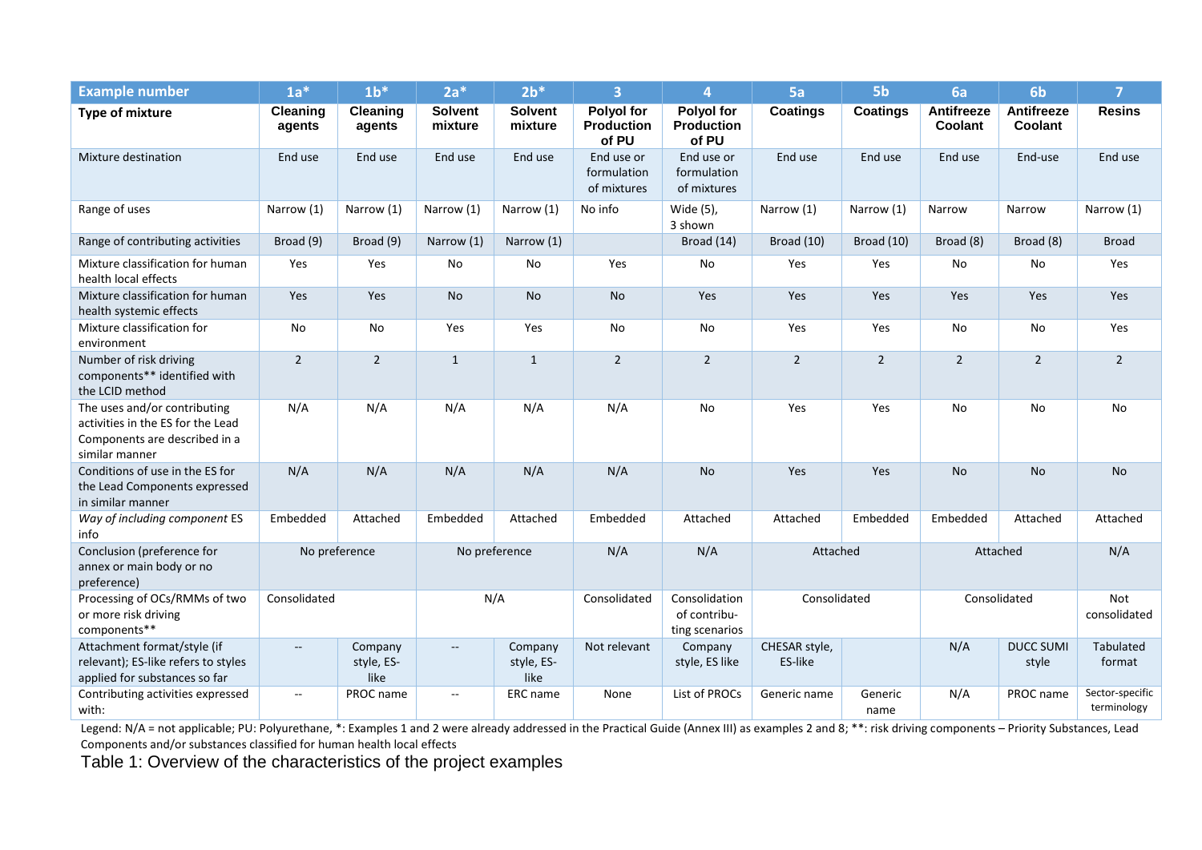| Example number | 1a* | 1b* | 2a* | 2b* | 3 | 4 | 5a | 5b | 6a | 6b | 7 |
|---|---|---|---|---|---|---|---|---|---|---|---|
| **Type of mixture** | **Cleaning agents** | **Cleaning agents** | **Solvent mixture** | **Solvent mixture** | **Polyol for Production of PU** | **Polyol for Production of PU** | **Coatings** | **Coatings** | **Antifreeze Coolant** | **Antifreeze Coolant** | **Resins** |
| Mixture destination | End use | End use | End use | End use | End use or formulation of mixtures | End use or formulation of mixtures | End use | End use | End use | End-use | End use |
| Range of uses | Narrow (1) | Narrow (1) | Narrow (1) | Narrow (1) | No info | Wide (5), 3 shown | Narrow (1) | Narrow (1) | Narrow | Narrow | Narrow (1) |
| Range of contributing activities | Broad (9) | Broad (9) | Narrow (1) | Narrow (1) | | Broad (14) | Broad (10) | Broad (10) | Broad (8) | Broad (8) | Broad |
| Mixture classification for human health local effects | Yes | Yes | No | No | Yes | No | Yes | Yes | No | No | Yes |
| Mixture classification for human health systemic effects | Yes | Yes | No | No | No | Yes | Yes | Yes | Yes | Yes | Yes |
| Mixture classification for environment | No | No | Yes | Yes | No | No | Yes | Yes | No | No | Yes |
| Number of risk driving components** identified with the LCID method | 2 | 2 | 1 | 1 | 2 | 2 | 2 | 2 | 2 | 2 | 2 |
| The uses and/or contributing activities in the ES for the Lead Components are described in a similar manner | N/A | N/A | N/A | N/A | N/A | No | Yes | Yes | No | No | No |
| Conditions of use in the ES for the Lead Components expressed in similar manner | N/A | N/A | N/A | N/A | N/A | No | Yes | Yes | No | No | No |
| *Way of including component* ES info | Embedded | Attached | Embedded | Attached | Embedded | Attached | Attached | Embedded | Embedded | Attached | Attached |
| Conclusion (preference for annex or main body or no preference) | No preference | | No preference | | N/A | N/A | Attached | | Attached | | N/A |
| Processing of OCs/RMMs of two or more risk driving components** | Consolidated | | N/A | | Consolidated | Consolidation of contributing scenarios | Consolidated | | Consolidated | | Not consolidated |
| Attachment format/style (if relevant); ES-like refers to styles applied for substances so far | -- | Company style, ES-like | -- | Company style, ES-like | Not relevant | Company style, ES like | CHESAR style, ES-like | | N/A | DUCC SUMI style | Tabulated format |
| Contributing activities expressed with: | -- | PROC name | -- | ERC name | None | List of PROCs | Generic name | Generic name | N/A | PROC name | Sector-specific terminology |

Legend: N/A = not applicable; PU: Polyurethane, *: Examples 1 and 2 were already addressed in the Practical Guide (Annex III) as examples 2 and 8; **: risk driving components – Priority Substances, Lead Components and/or substances classified for human health local effects

Table 1: Overview of the characteristics of the project examples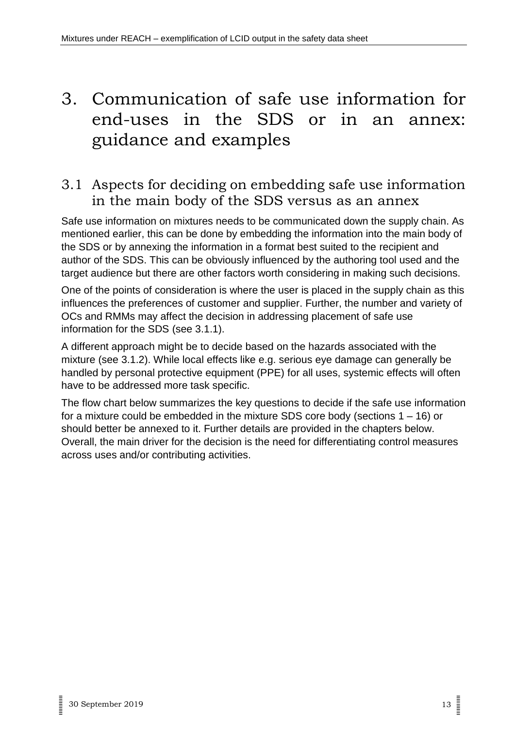# 3. Communication of safe use information for end-uses in the SDS or in an annex: guidance and examples

## 3.1 Aspects for deciding on embedding safe use information in the main body of the SDS versus as an annex

Safe use information on mixtures needs to be communicated down the supply chain. As mentioned earlier, this can be done by embedding the information into the main body of the SDS or by annexing the information in a format best suited to the recipient and author of the SDS. This can be obviously influenced by the authoring tool used and the target audience but there are other factors worth considering in making such decisions.

One of the points of consideration is where the user is placed in the supply chain as this influences the preferences of customer and supplier. Further, the number and variety of OCs and RMMs may affect the decision in addressing placement of safe use information for the SDS (see 3.1.1).

A different approach might be to decide based on the hazards associated with the mixture (see 3.1.2). While local effects like e.g. serious eye damage can generally be handled by personal protective equipment (PPE) for all uses, systemic effects will often have to be addressed more task specific.

The flow chart below summarizes the key questions to decide if the safe use information for a mixture could be embedded in the mixture SDS core body (sections 1 – 16) or should better be annexed to it. Further details are provided in the chapters below. Overall, the main driver for the decision is the need for differentiating control measures across uses and/or contributing activities.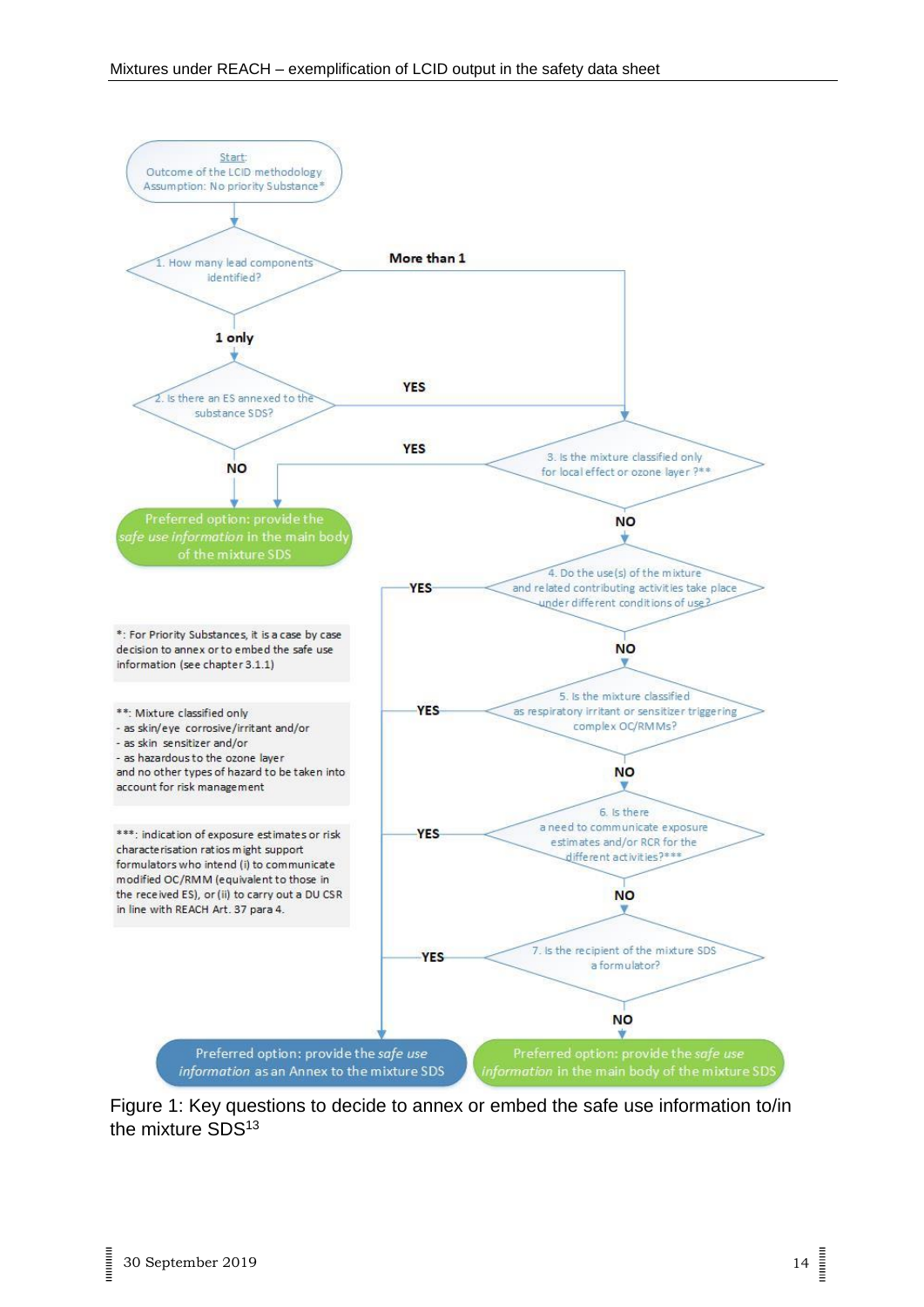Start:
Outcome of the LCID methodology
Assumption: No priority Substance*

1. How many lead components identified?
- More than 1 → go to question 3
- 1 only → go to question 2

2. Is there an ES annexed to the substance SDS?
- YES → go to question 3
- NO → Preferred option: provide the *safe use information* in the main body of the mixture SDS

3. Is the mixture classified only for local effect or ozone layer ?**
- YES → Preferred option: provide the *safe use information* in the main body of the mixture SDS
- NO → go to question 4

4. Do the use(s) of the mixture and related contributing activities take place under different conditions of use?
- YES → Preferred option: provide the *safe use information* as an Annex to the mixture SDS
- NO → go to question 5

5. Is the mixture classified as respiratory irritant or sensitizer triggering complex OC/RMMs?
- YES → Preferred option: provide the *safe use information* as an Annex to the mixture SDS
- NO → go to question 6

6. Is there a need to communicate exposure estimates and/or RCR for the different activities?***
- YES → Preferred option: provide the *safe use information* as an Annex to the mixture SDS
- NO → go to question 7

7. Is the recipient of the mixture SDS a formulator?
- YES → Preferred option: provide the *safe use information* as an Annex to the mixture SDS
- NO → Preferred option: provide the *safe use information* in the main body of the mixture SDS

*: For Priority Substances, it is a case by case decision to annex or to embed the safe use information (see chapter 3.1.1)

**: Mixture classified only
- as skin/eye corrosive/irritant and/or
- as skin sensitizer and/or
- as hazardous to the ozone layer
and no other types of hazard to be taken into account for risk management

***: indication of exposure estimates or risk characterisation ratios might support formulators who intend (i) to communicate modified OC/RMM (equivalent to those in the received ES), or (ii) to carry out a DU CSR in line with REACH Art. 37 para 4.

Figure 1: Key questions to decide to annex or embed the safe use information to/in the mixture SDS[13]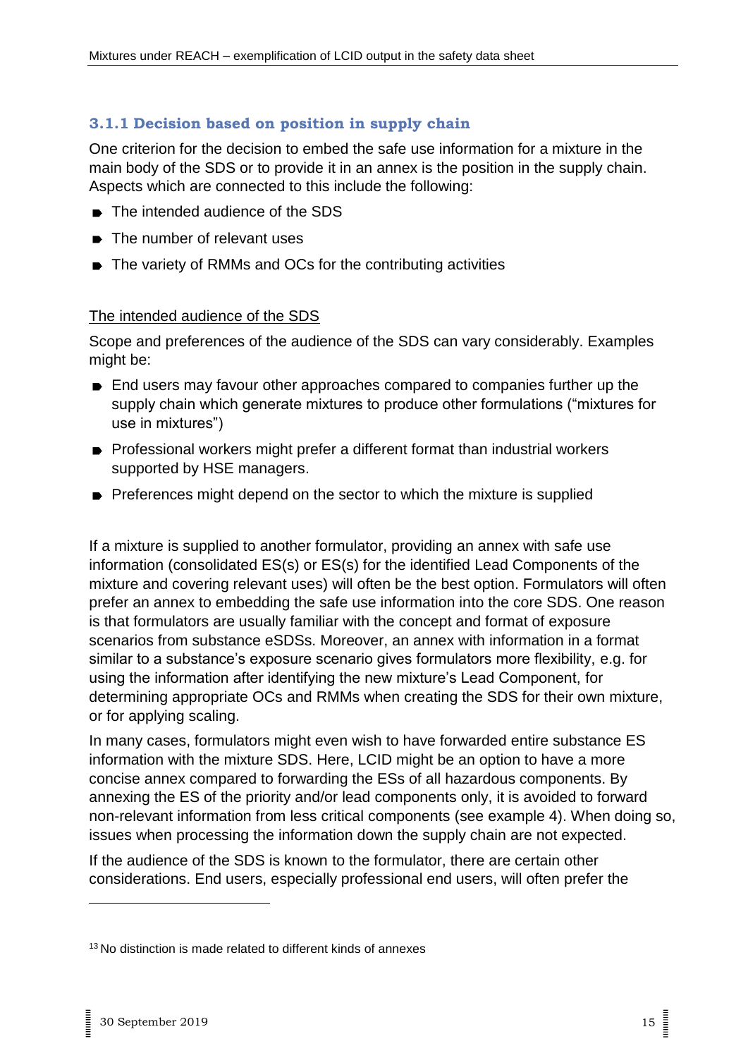### 3.1.1 Decision based on position in supply chain

One criterion for the decision to embed the safe use information for a mixture in the main body of the SDS or to provide it in an annex is the position in the supply chain. Aspects which are connected to this include the following:

- The intended audience of the SDS
- The number of relevant uses
- The variety of RMMs and OCs for the contributing activities

<u>The intended audience of the SDS</u>

Scope and preferences of the audience of the SDS can vary considerably. Examples might be:

- End users may favour other approaches compared to companies further up the supply chain which generate mixtures to produce other formulations ("mixtures for use in mixtures")
- Professional workers might prefer a different format than industrial workers supported by HSE managers.
- Preferences might depend on the sector to which the mixture is supplied

If a mixture is supplied to another formulator, providing an annex with safe use information (consolidated ES(s) or ES(s) for the identified Lead Components of the mixture and covering relevant uses) will often be the best option. Formulators will often prefer an annex to embedding the safe use information into the core SDS. One reason is that formulators are usually familiar with the concept and format of exposure scenarios from substance eSDSs. Moreover, an annex with information in a format similar to a substance's exposure scenario gives formulators more flexibility, e.g. for using the information after identifying the new mixture's Lead Component, for determining appropriate OCs and RMMs when creating the SDS for their own mixture, or for applying scaling.

In many cases, formulators might even wish to have forwarded entire substance ES information with the mixture SDS. Here, LCID might be an option to have a more concise annex compared to forwarding the ESs of all hazardous components. By annexing the ES of the priority and/or lead components only, it is avoided to forward non-relevant information from less critical components (see example 4). When doing so, issues when processing the information down the supply chain are not expected.

If the audience of the SDS is known to the formulator, there are certain other considerations. End users, especially professional end users, will often prefer the

---

[13] No distinction is made related to different kinds of annexes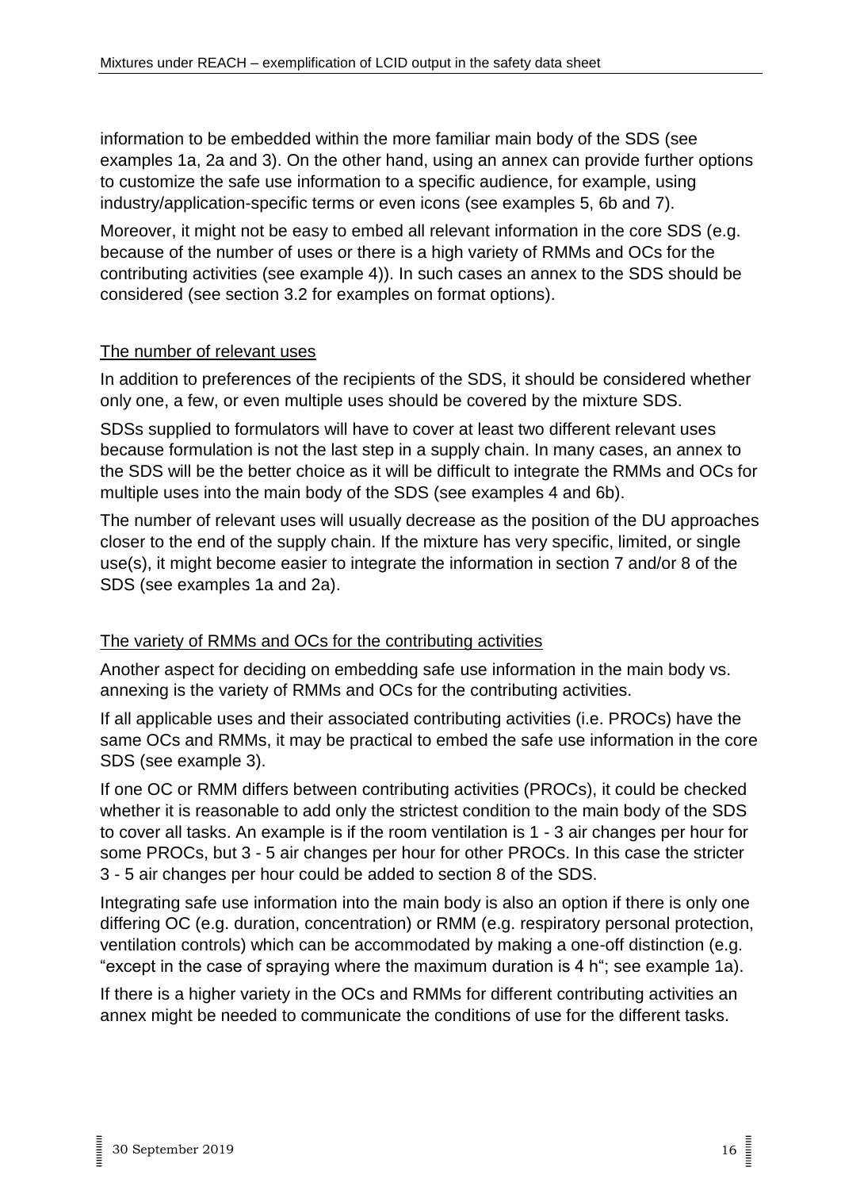information to be embedded within the more familiar main body of the SDS (see examples 1a, 2a and 3). On the other hand, using an annex can provide further options to customize the safe use information to a specific audience, for example, using industry/application-specific terms or even icons (see examples 5, 6b and 7).

Moreover, it might not be easy to embed all relevant information in the core SDS (e.g. because of the number of uses or there is a high variety of RMMs and OCs for the contributing activities (see example 4)). In such cases an annex to the SDS should be considered (see section 3.2 for examples on format options).

<u>The number of relevant uses</u>

In addition to preferences of the recipients of the SDS, it should be considered whether only one, a few, or even multiple uses should be covered by the mixture SDS.

SDSs supplied to formulators will have to cover at least two different relevant uses because formulation is not the last step in a supply chain. In many cases, an annex to the SDS will be the better choice as it will be difficult to integrate the RMMs and OCs for multiple uses into the main body of the SDS (see examples 4 and 6b).

The number of relevant uses will usually decrease as the position of the DU approaches closer to the end of the supply chain. If the mixture has very specific, limited, or single use(s), it might become easier to integrate the information in section 7 and/or 8 of the SDS (see examples 1a and 2a).

<u>The variety of RMMs and OCs for the contributing activities</u>

Another aspect for deciding on embedding safe use information in the main body vs. annexing is the variety of RMMs and OCs for the contributing activities.

If all applicable uses and their associated contributing activities (i.e. PROCs) have the same OCs and RMMs, it may be practical to embed the safe use information in the core SDS (see example 3).

If one OC or RMM differs between contributing activities (PROCs), it could be checked whether it is reasonable to add only the strictest condition to the main body of the SDS to cover all tasks. An example is if the room ventilation is 1 - 3 air changes per hour for some PROCs, but 3 - 5 air changes per hour for other PROCs. In this case the stricter 3 - 5 air changes per hour could be added to section 8 of the SDS.

Integrating safe use information into the main body is also an option if there is only one differing OC (e.g. duration, concentration) or RMM (e.g. respiratory personal protection, ventilation controls) which can be accommodated by making a one-off distinction (e.g. "except in the case of spraying where the maximum duration is 4 h"; see example 1a).

If there is a higher variety in the OCs and RMMs for different contributing activities an annex might be needed to communicate the conditions of use for the different tasks.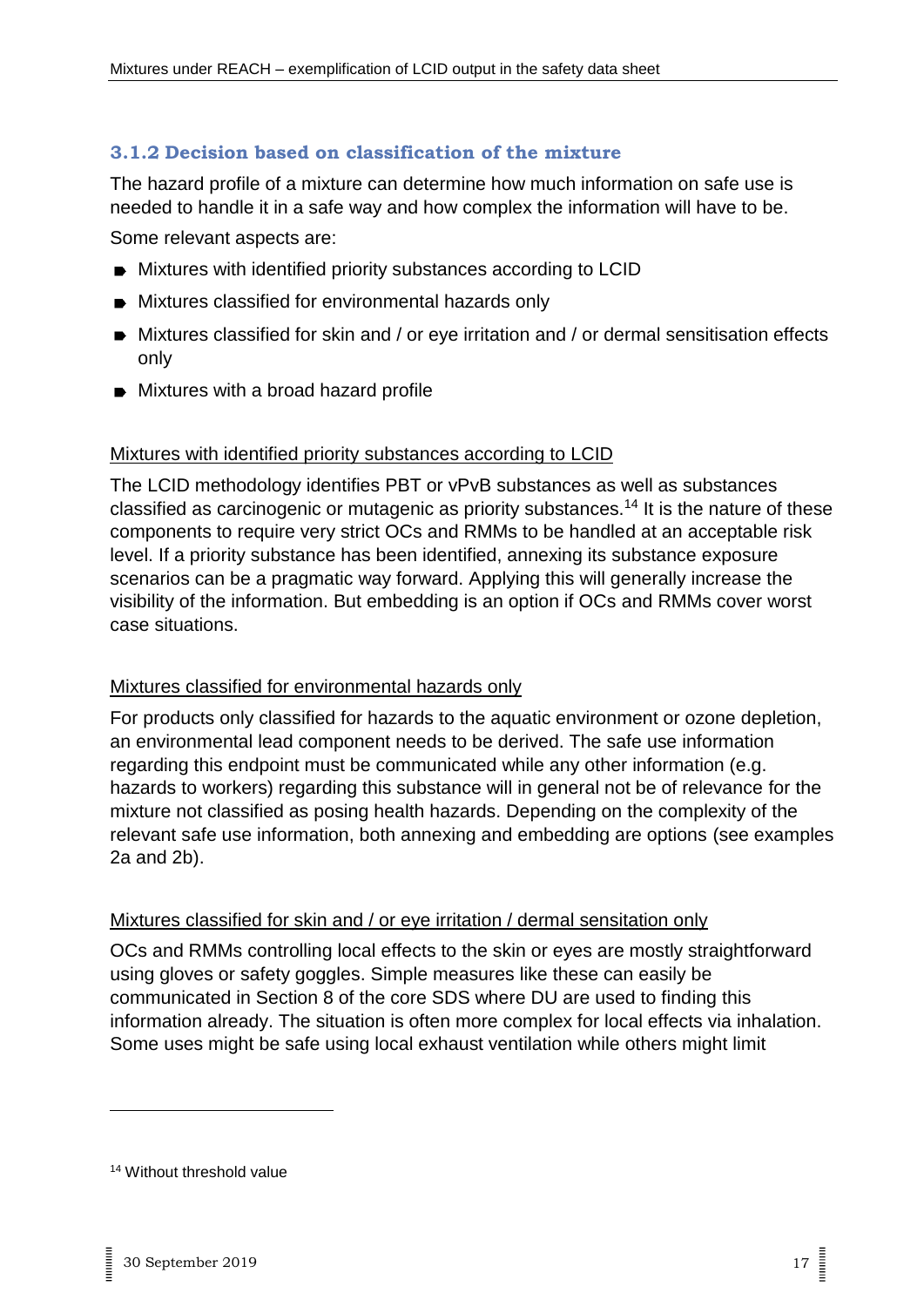### 3.1.2 Decision based on classification of the mixture

The hazard profile of a mixture can determine how much information on safe use is needed to handle it in a safe way and how complex the information will have to be.

Some relevant aspects are:

- Mixtures with identified priority substances according to LCID
- Mixtures classified for environmental hazards only
- Mixtures classified for skin and / or eye irritation and / or dermal sensitisation effects only
- Mixtures with a broad hazard profile

Mixtures with identified priority substances according to LCID

The LCID methodology identifies PBT or vPvB substances as well as substances classified as carcinogenic or mutagenic as priority substances.[14] It is the nature of these components to require very strict OCs and RMMs to be handled at an acceptable risk level. If a priority substance has been identified, annexing its substance exposure scenarios can be a pragmatic way forward. Applying this will generally increase the visibility of the information. But embedding is an option if OCs and RMMs cover worst case situations.

Mixtures classified for environmental hazards only

For products only classified for hazards to the aquatic environment or ozone depletion, an environmental lead component needs to be derived. The safe use information regarding this endpoint must be communicated while any other information (e.g. hazards to workers) regarding this substance will in general not be of relevance for the mixture not classified as posing health hazards. Depending on the complexity of the relevant safe use information, both annexing and embedding are options (see examples 2a and 2b).

Mixtures classified for skin and / or eye irritation / dermal sensitation only

OCs and RMMs controlling local effects to the skin or eyes are mostly straightforward using gloves or safety goggles. Simple measures like these can easily be communicated in Section 8 of the core SDS where DU are used to finding this information already. The situation is often more complex for local effects via inhalation. Some uses might be safe using local exhaust ventilation while others might limit

---

[14] Without threshold value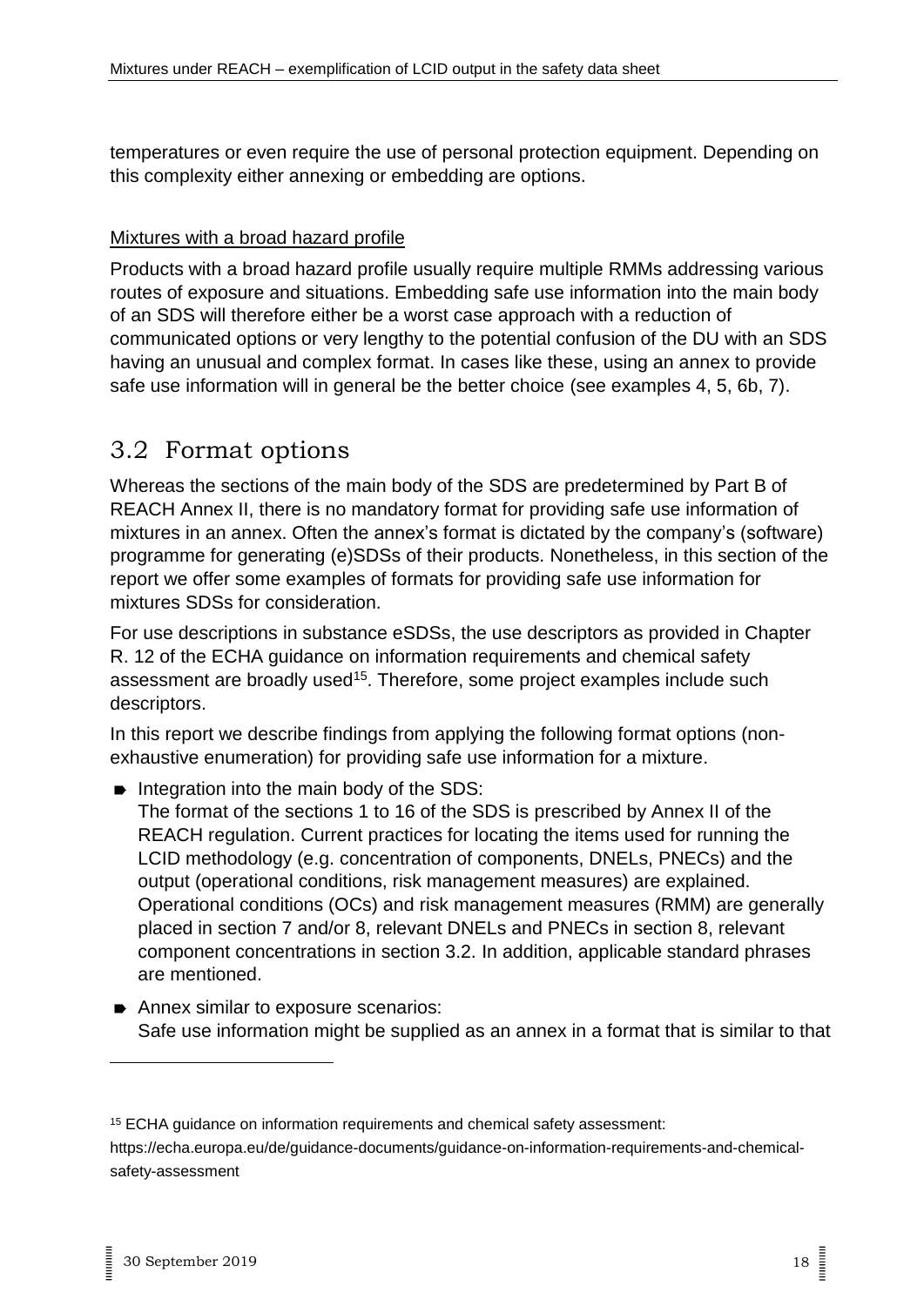temperatures or even require the use of personal protection equipment. Depending on this complexity either annexing or embedding are options.

Mixtures with a broad hazard profile

Products with a broad hazard profile usually require multiple RMMs addressing various routes of exposure and situations. Embedding safe use information into the main body of an SDS will therefore either be a worst case approach with a reduction of communicated options or very lengthy to the potential confusion of the DU with an SDS having an unusual and complex format. In cases like these, using an annex to provide safe use information will in general be the better choice (see examples 4, 5, 6b, 7).

## 3.2 Format options

Whereas the sections of the main body of the SDS are predetermined by Part B of REACH Annex II, there is no mandatory format for providing safe use information of mixtures in an annex. Often the annex's format is dictated by the company's (software) programme for generating (e)SDSs of their products. Nonetheless, in this section of the report we offer some examples of formats for providing safe use information for mixtures SDSs for consideration.

For use descriptions in substance eSDSs, the use descriptors as provided in Chapter R. 12 of the ECHA guidance on information requirements and chemical safety assessment are broadly used[15]. Therefore, some project examples include such descriptors.

In this report we describe findings from applying the following format options (non-exhaustive enumeration) for providing safe use information for a mixture.

- Integration into the main body of the SDS:
  The format of the sections 1 to 16 of the SDS is prescribed by Annex II of the REACH regulation. Current practices for locating the items used for running the LCID methodology (e.g. concentration of components, DNELs, PNECs) and the output (operational conditions, risk management measures) are explained. Operational conditions (OCs) and risk management measures (RMM) are generally placed in section 7 and/or 8, relevant DNELs and PNECs in section 8, relevant component concentrations in section 3.2. In addition, applicable standard phrases are mentioned.
- Annex similar to exposure scenarios:
  Safe use information might be supplied as an annex in a format that is similar to that

[15] ECHA guidance on information requirements and chemical safety assessment: https://echa.europa.eu/de/guidance-documents/guidance-on-information-requirements-and-chemical-safety-assessment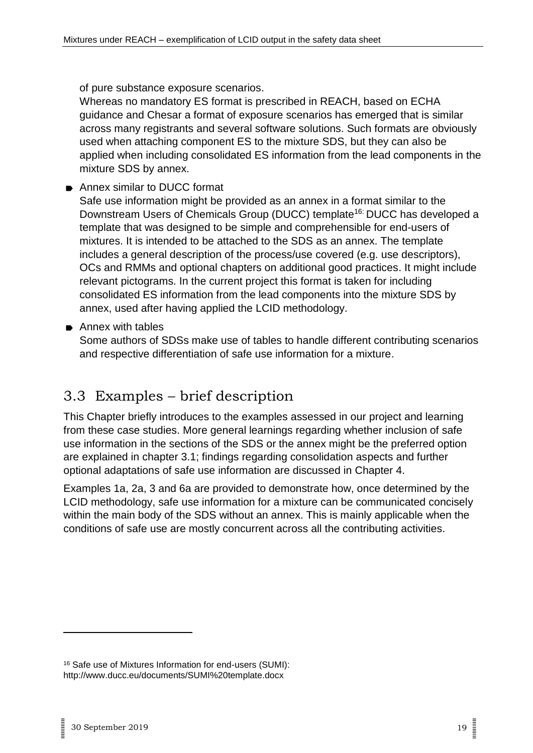of pure substance exposure scenarios.
Whereas no mandatory ES format is prescribed in REACH, based on ECHA guidance and Chesar a format of exposure scenarios has emerged that is similar across many registrants and several software solutions. Such formats are obviously used when attaching component ES to the mixture SDS, but they can also be applied when including consolidated ES information from the lead components in the mixture SDS by annex.

- Annex similar to DUCC format
  Safe use information might be provided as an annex in a format similar to the Downstream Users of Chemicals Group (DUCC) template[16]: DUCC has developed a template that was designed to be simple and comprehensible for end-users of mixtures. It is intended to be attached to the SDS as an annex. The template includes a general description of the process/use covered (e.g. use descriptors), OCs and RMMs and optional chapters on additional good practices. It might include relevant pictograms. In the current project this format is taken for including consolidated ES information from the lead components into the mixture SDS by annex, used after having applied the LCID methodology.

- Annex with tables
  Some authors of SDSs make use of tables to handle different contributing scenarios and respective differentiation of safe use information for a mixture.

## 3.3 Examples – brief description

This Chapter briefly introduces to the examples assessed in our project and learning from these case studies. More general learnings regarding whether inclusion of safe use information in the sections of the SDS or the annex might be the preferred option are explained in chapter 3.1; findings regarding consolidation aspects and further optional adaptations of safe use information are discussed in Chapter 4.

Examples 1a, 2a, 3 and 6a are provided to demonstrate how, once determined by the LCID methodology, safe use information for a mixture can be communicated concisely within the main body of the SDS without an annex. This is mainly applicable when the conditions of safe use are mostly concurrent across all the contributing activities.

[16] Safe use of Mixtures Information for end-users (SUMI): http://www.ducc.eu/documents/SUMI%20template.docx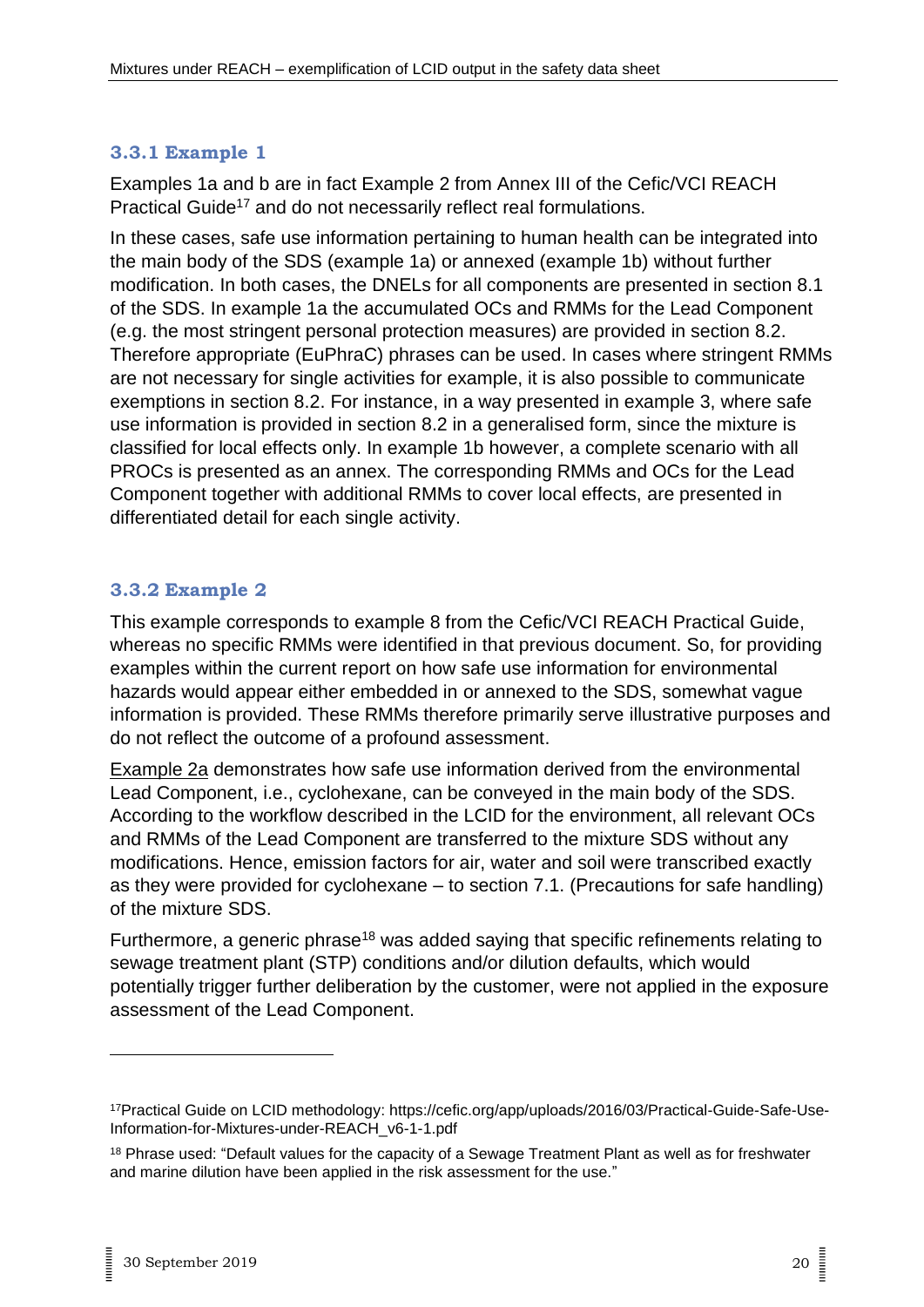### 3.3.1 Example 1

Examples 1a and b are in fact Example 2 from Annex III of the Cefic/VCI REACH Practical Guide[17] and do not necessarily reflect real formulations.

In these cases, safe use information pertaining to human health can be integrated into the main body of the SDS (example 1a) or annexed (example 1b) without further modification. In both cases, the DNELs for all components are presented in section 8.1 of the SDS. In example 1a the accumulated OCs and RMMs for the Lead Component (e.g. the most stringent personal protection measures) are provided in section 8.2. Therefore appropriate (EuPhraC) phrases can be used. In cases where stringent RMMs are not necessary for single activities for example, it is also possible to communicate exemptions in section 8.2. For instance, in a way presented in example 3, where safe use information is provided in section 8.2 in a generalised form, since the mixture is classified for local effects only. In example 1b however, a complete scenario with all PROCs is presented as an annex. The corresponding RMMs and OCs for the Lead Component together with additional RMMs to cover local effects, are presented in differentiated detail for each single activity.

### 3.3.2 Example 2

This example corresponds to example 8 from the Cefic/VCI REACH Practical Guide, whereas no specific RMMs were identified in that previous document. So, for providing examples within the current report on how safe use information for environmental hazards would appear either embedded in or annexed to the SDS, somewhat vague information is provided. These RMMs therefore primarily serve illustrative purposes and do not reflect the outcome of a profound assessment.

Example 2a demonstrates how safe use information derived from the environmental Lead Component, i.e., cyclohexane, can be conveyed in the main body of the SDS. According to the workflow described in the LCID for the environment, all relevant OCs and RMMs of the Lead Component are transferred to the mixture SDS without any modifications. Hence, emission factors for air, water and soil were transcribed exactly as they were provided for cyclohexane – to section 7.1. (Precautions for safe handling) of the mixture SDS.

Furthermore, a generic phrase[18] was added saying that specific refinements relating to sewage treatment plant (STP) conditions and/or dilution defaults, which would potentially trigger further deliberation by the customer, were not applied in the exposure assessment of the Lead Component.

---

[17] Practical Guide on LCID methodology: https://cefic.org/app/uploads/2016/03/Practical-Guide-Safe-Use-Information-for-Mixtures-under-REACH_v6-1-1.pdf

[18] Phrase used: "Default values for the capacity of a Sewage Treatment Plant as well as for freshwater and marine dilution have been applied in the risk assessment for the use."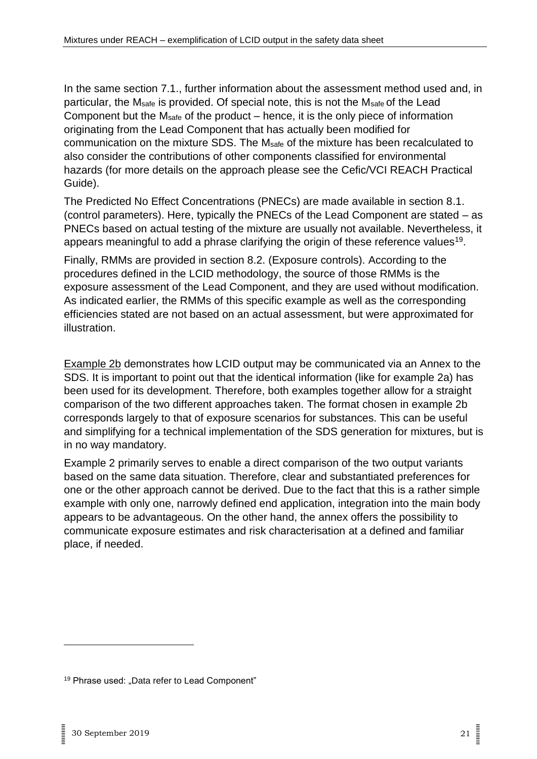In the same section 7.1., further information about the assessment method used and, in particular, the $M_{safe}$ is provided. Of special note, this is not the $M_{safe}$ of the Lead Component but the $M_{safe}$ of the product – hence, it is the only piece of information originating from the Lead Component that has actually been modified for communication on the mixture SDS. The $M_{safe}$ of the mixture has been recalculated to also consider the contributions of other components classified for environmental hazards (for more details on the approach please see the Cefic/VCI REACH Practical Guide).

The Predicted No Effect Concentrations (PNECs) are made available in section 8.1. (control parameters). Here, typically the PNECs of the Lead Component are stated – as PNECs based on actual testing of the mixture are usually not available. Nevertheless, it appears meaningful to add a phrase clarifying the origin of these reference values[19].

Finally, RMMs are provided in section 8.2. (Exposure controls). According to the procedures defined in the LCID methodology, the source of those RMMs is the exposure assessment of the Lead Component, and they are used without modification. As indicated earlier, the RMMs of this specific example as well as the corresponding efficiencies stated are not based on an actual assessment, but were approximated for illustration.

Example 2b demonstrates how LCID output may be communicated via an Annex to the SDS. It is important to point out that the identical information (like for example 2a) has been used for its development. Therefore, both examples together allow for a straight comparison of the two different approaches taken. The format chosen in example 2b corresponds largely to that of exposure scenarios for substances. This can be useful and simplifying for a technical implementation of the SDS generation for mixtures, but is in no way mandatory.

Example 2 primarily serves to enable a direct comparison of the two output variants based on the same data situation. Therefore, clear and substantiated preferences for one or the other approach cannot be derived. Due to the fact that this is a rather simple example with only one, narrowly defined end application, integration into the main body appears to be advantageous. On the other hand, the annex offers the possibility to communicate exposure estimates and risk characterisation at a defined and familiar place, if needed.

---

[19] Phrase used: „Data refer to Lead Component"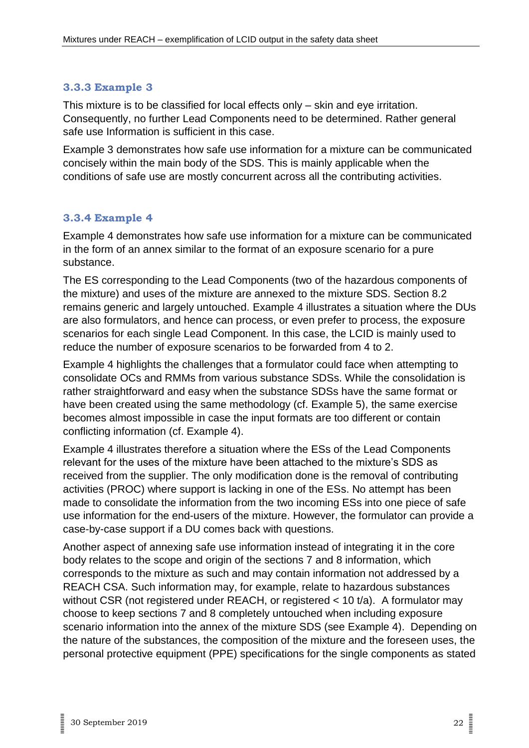### 3.3.3 Example 3

This mixture is to be classified for local effects only – skin and eye irritation. Consequently, no further Lead Components need to be determined. Rather general safe use Information is sufficient in this case.

Example 3 demonstrates how safe use information for a mixture can be communicated concisely within the main body of the SDS. This is mainly applicable when the conditions of safe use are mostly concurrent across all the contributing activities.

### 3.3.4 Example 4

Example 4 demonstrates how safe use information for a mixture can be communicated in the form of an annex similar to the format of an exposure scenario for a pure substance.

The ES corresponding to the Lead Components (two of the hazardous components of the mixture) and uses of the mixture are annexed to the mixture SDS. Section 8.2 remains generic and largely untouched. Example 4 illustrates a situation where the DUs are also formulators, and hence can process, or even prefer to process, the exposure scenarios for each single Lead Component. In this case, the LCID is mainly used to reduce the number of exposure scenarios to be forwarded from 4 to 2.

Example 4 highlights the challenges that a formulator could face when attempting to consolidate OCs and RMMs from various substance SDSs. While the consolidation is rather straightforward and easy when the substance SDSs have the same format or have been created using the same methodology (cf. Example 5), the same exercise becomes almost impossible in case the input formats are too different or contain conflicting information (cf. Example 4).

Example 4 illustrates therefore a situation where the ESs of the Lead Components relevant for the uses of the mixture have been attached to the mixture's SDS as received from the supplier. The only modification done is the removal of contributing activities (PROC) where support is lacking in one of the ESs. No attempt has been made to consolidate the information from the two incoming ESs into one piece of safe use information for the end-users of the mixture. However, the formulator can provide a case-by-case support if a DU comes back with questions.

Another aspect of annexing safe use information instead of integrating it in the core body relates to the scope and origin of the sections 7 and 8 information, which corresponds to the mixture as such and may contain information not addressed by a REACH CSA. Such information may, for example, relate to hazardous substances without CSR (not registered under REACH, or registered < 10 t/a). A formulator may choose to keep sections 7 and 8 completely untouched when including exposure scenario information into the annex of the mixture SDS (see Example 4). Depending on the nature of the substances, the composition of the mixture and the foreseen uses, the personal protective equipment (PPE) specifications for the single components as stated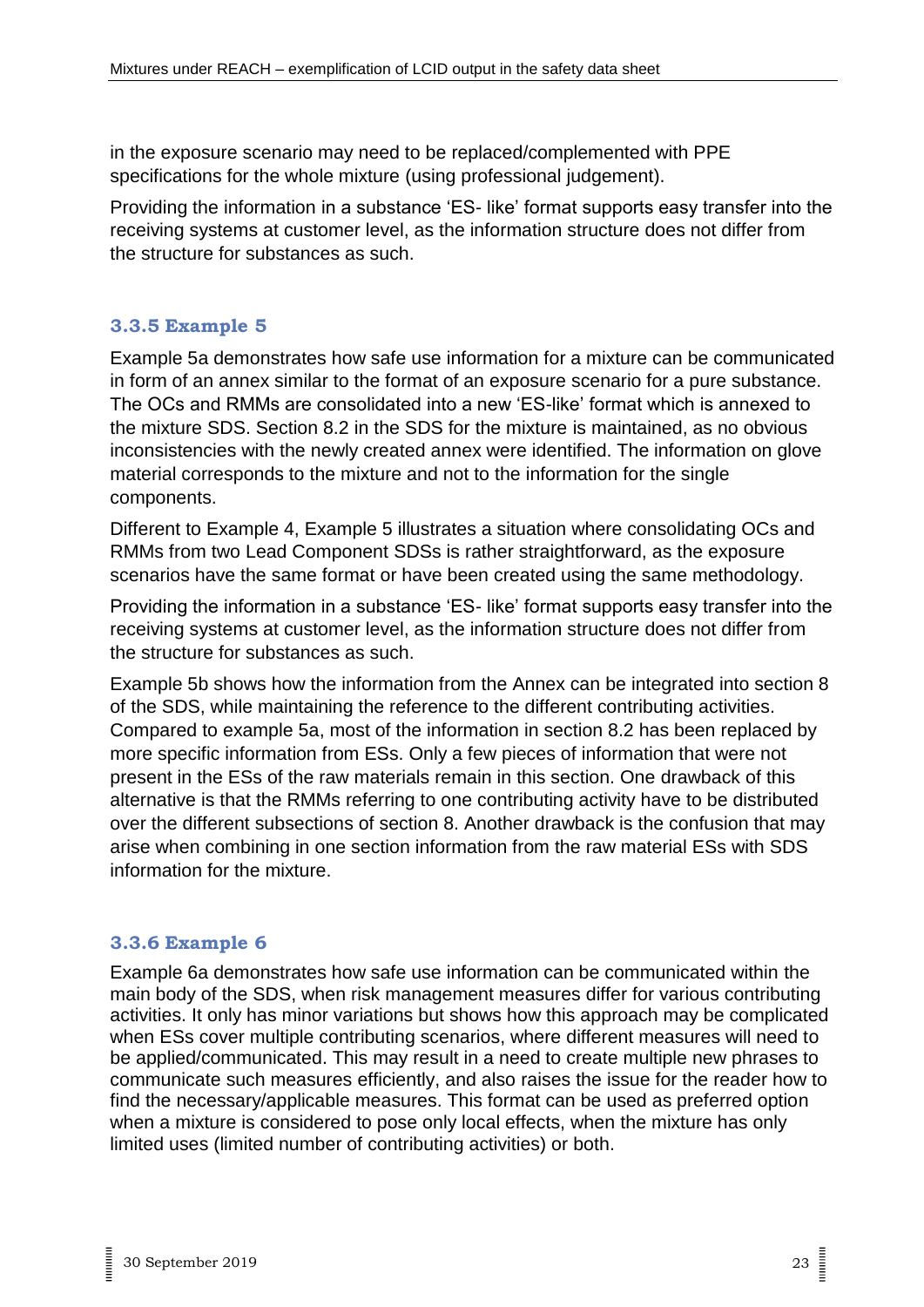in the exposure scenario may need to be replaced/complemented with PPE specifications for the whole mixture (using professional judgement).

Providing the information in a substance 'ES- like' format supports easy transfer into the receiving systems at customer level, as the information structure does not differ from the structure for substances as such.

### 3.3.5 Example 5

Example 5a demonstrates how safe use information for a mixture can be communicated in form of an annex similar to the format of an exposure scenario for a pure substance. The OCs and RMMs are consolidated into a new 'ES-like' format which is annexed to the mixture SDS. Section 8.2 in the SDS for the mixture is maintained, as no obvious inconsistencies with the newly created annex were identified. The information on glove material corresponds to the mixture and not to the information for the single components.

Different to Example 4, Example 5 illustrates a situation where consolidating OCs and RMMs from two Lead Component SDSs is rather straightforward, as the exposure scenarios have the same format or have been created using the same methodology.

Providing the information in a substance 'ES- like' format supports easy transfer into the receiving systems at customer level, as the information structure does not differ from the structure for substances as such.

Example 5b shows how the information from the Annex can be integrated into section 8 of the SDS, while maintaining the reference to the different contributing activities. Compared to example 5a, most of the information in section 8.2 has been replaced by more specific information from ESs. Only a few pieces of information that were not present in the ESs of the raw materials remain in this section. One drawback of this alternative is that the RMMs referring to one contributing activity have to be distributed over the different subsections of section 8. Another drawback is the confusion that may arise when combining in one section information from the raw material ESs with SDS information for the mixture.

### 3.3.6 Example 6

Example 6a demonstrates how safe use information can be communicated within the main body of the SDS, when risk management measures differ for various contributing activities. It only has minor variations but shows how this approach may be complicated when ESs cover multiple contributing scenarios, where different measures will need to be applied/communicated. This may result in a need to create multiple new phrases to communicate such measures efficiently, and also raises the issue for the reader how to find the necessary/applicable measures. This format can be used as preferred option when a mixture is considered to pose only local effects, when the mixture has only limited uses (limited number of contributing activities) or both.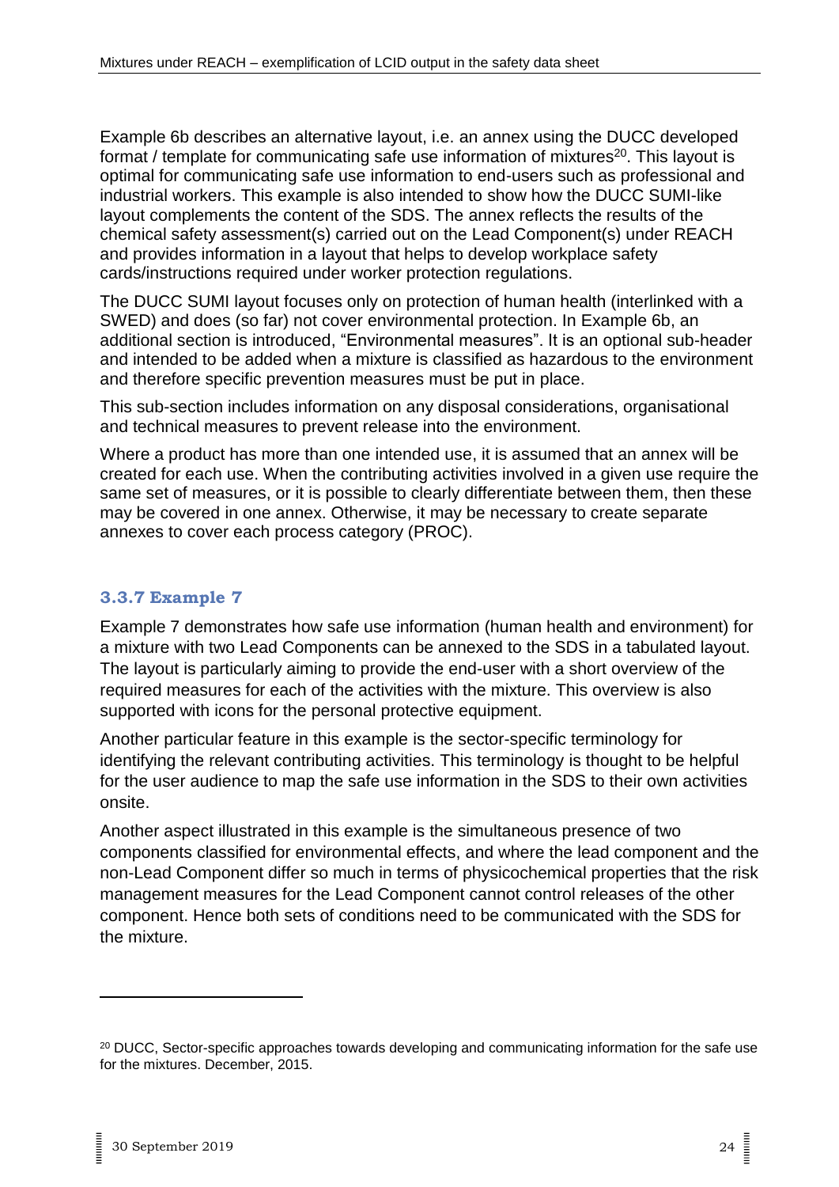Example 6b describes an alternative layout, i.e. an annex using the DUCC developed format / template for communicating safe use information of mixtures[20]. This layout is optimal for communicating safe use information to end-users such as professional and industrial workers. This example is also intended to show how the DUCC SUMI-like layout complements the content of the SDS. The annex reflects the results of the chemical safety assessment(s) carried out on the Lead Component(s) under REACH and provides information in a layout that helps to develop workplace safety cards/instructions required under worker protection regulations.

The DUCC SUMI layout focuses only on protection of human health (interlinked with a SWED) and does (so far) not cover environmental protection. In Example 6b, an additional section is introduced, "Environmental measures". It is an optional sub-header and intended to be added when a mixture is classified as hazardous to the environment and therefore specific prevention measures must be put in place.

This sub-section includes information on any disposal considerations, organisational and technical measures to prevent release into the environment.

Where a product has more than one intended use, it is assumed that an annex will be created for each use. When the contributing activities involved in a given use require the same set of measures, or it is possible to clearly differentiate between them, then these may be covered in one annex. Otherwise, it may be necessary to create separate annexes to cover each process category (PROC).

### 3.3.7 Example 7

Example 7 demonstrates how safe use information (human health and environment) for a mixture with two Lead Components can be annexed to the SDS in a tabulated layout. The layout is particularly aiming to provide the end-user with a short overview of the required measures for each of the activities with the mixture. This overview is also supported with icons for the personal protective equipment.

Another particular feature in this example is the sector-specific terminology for identifying the relevant contributing activities. This terminology is thought to be helpful for the user audience to map the safe use information in the SDS to their own activities onsite.

Another aspect illustrated in this example is the simultaneous presence of two components classified for environmental effects, and where the lead component and the non-Lead Component differ so much in terms of physicochemical properties that the risk management measures for the Lead Component cannot control releases of the other component. Hence both sets of conditions need to be communicated with the SDS for the mixture.

---

[20] DUCC, Sector-specific approaches towards developing and communicating information for the safe use for the mixtures. December, 2015.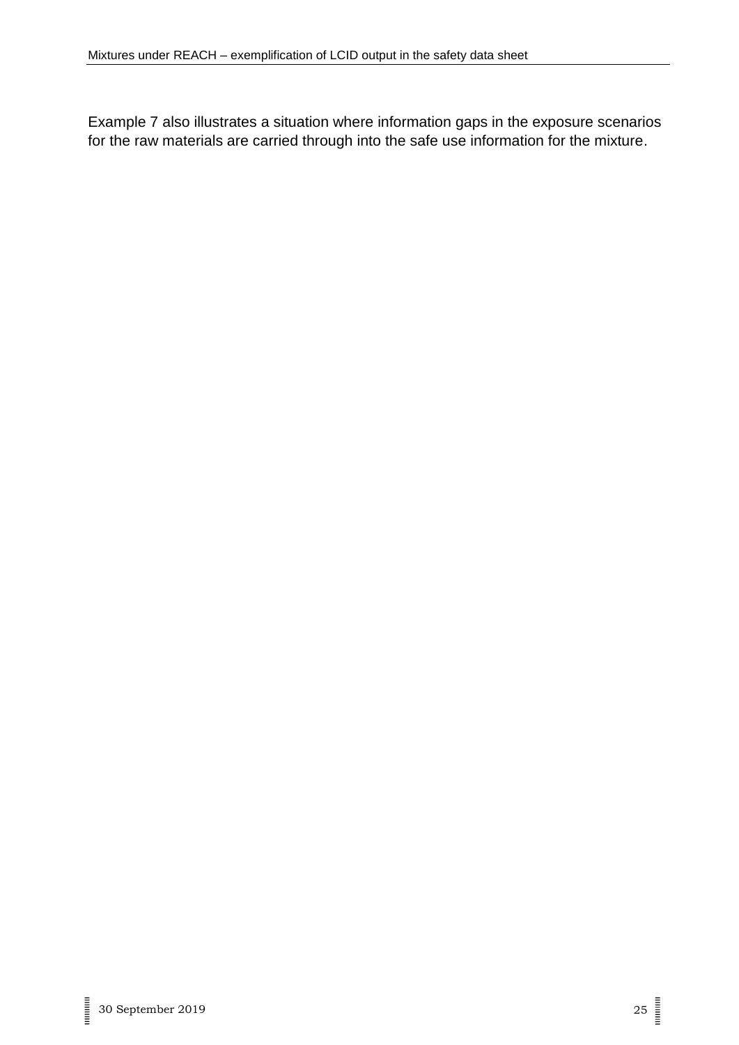Example 7 also illustrates a situation where information gaps in the exposure scenarios for the raw materials are carried through into the safe use information for the mixture.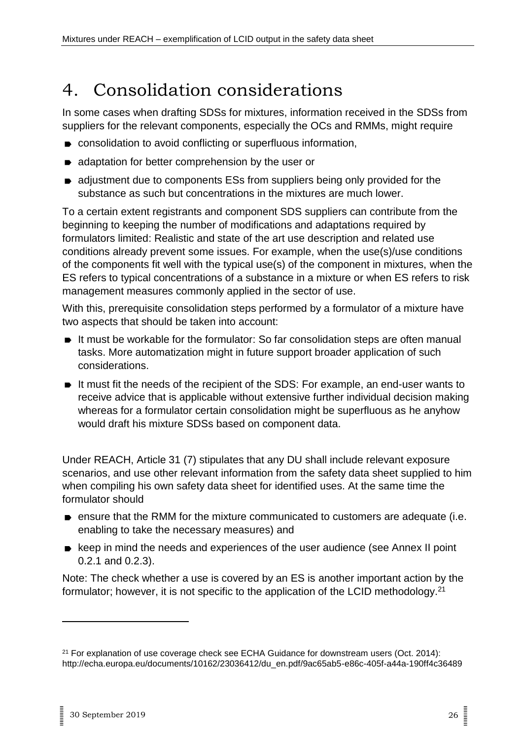… the content

# 4. Consolidation considerations

In some cases when drafting SDSs for mixtures, information received in the SDSs from suppliers for the relevant components, especially the OCs and RMMs, might require

- consolidation to avoid conflicting or superfluous information,
- adaptation for better comprehension by the user or
- adjustment due to components ESs from suppliers being only provided for the substance as such but concentrations in the mixtures are much lower.

To a certain extent registrants and component SDS suppliers can contribute from the beginning to keeping the number of modifications and adaptations required by formulators limited: Realistic and state of the art use description and related use conditions already prevent some issues. For example, when the use(s)/use conditions of the components fit well with the typical use(s) of the component in mixtures, when the ES refers to typical concentrations of a substance in a mixture or when ES refers to risk management measures commonly applied in the sector of use.

With this, prerequisite consolidation steps performed by a formulator of a mixture have two aspects that should be taken into account:

- It must be workable for the formulator: So far consolidation steps are often manual tasks. More automatization might in future support broader application of such considerations.
- It must fit the needs of the recipient of the SDS: For example, an end-user wants to receive advice that is applicable without extensive further individual decision making whereas for a formulator certain consolidation might be superfluous as he anyhow would draft his mixture SDSs based on component data.

Under REACH, Article 31 (7) stipulates that any DU shall include relevant exposure scenarios, and use other relevant information from the safety data sheet supplied to him when compiling his own safety data sheet for identified uses. At the same time the formulator should

- ensure that the RMM for the mixture communicated to customers are adequate (i.e. enabling to take the necessary measures) and
- keep in mind the needs and experiences of the user audience (see Annex II point 0.2.1 and 0.2.3).

Note: The check whether a use is covered by an ES is another important action by the formulator; however, it is not specific to the application of the LCID methodology.[21]

[21] For explanation of use coverage check see ECHA Guidance for downstream users (Oct. 2014): http://echa.europa.eu/documents/10162/23036412/du_en.pdf/9ac65ab5-e86c-405f-a44a-190ff4c36489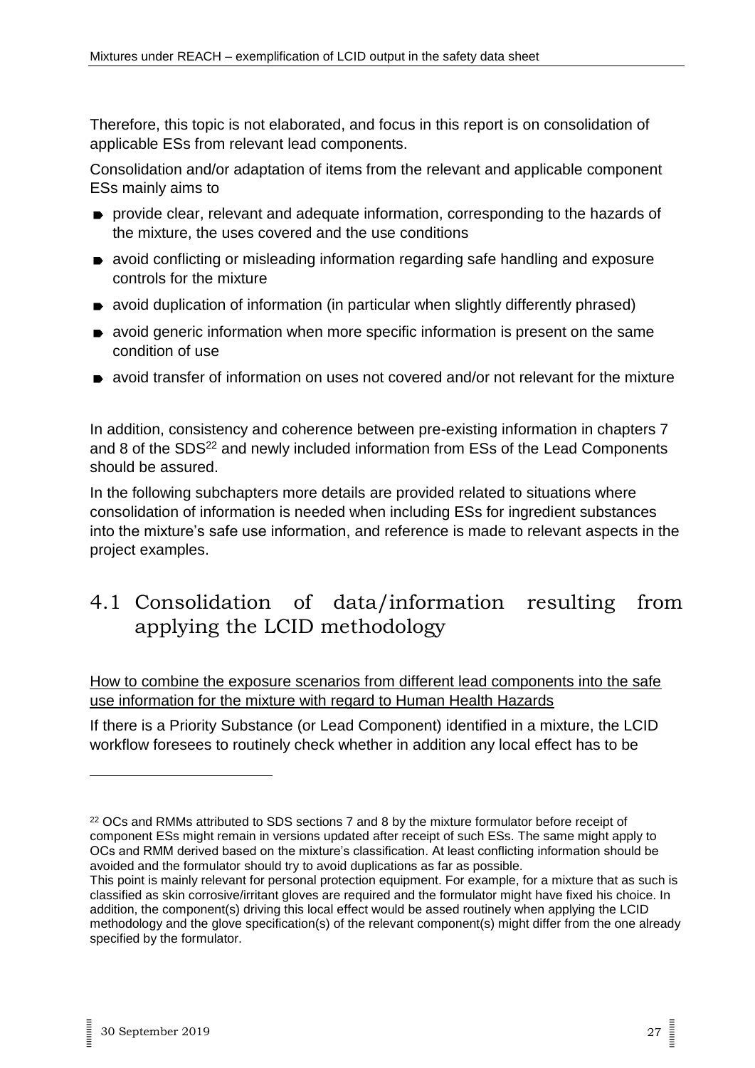Therefore, this topic is not elaborated, and focus in this report is on consolidation of applicable ESs from relevant lead components.

Consolidation and/or adaptation of items from the relevant and applicable component ESs mainly aims to

- provide clear, relevant and adequate information, corresponding to the hazards of the mixture, the uses covered and the use conditions
- avoid conflicting or misleading information regarding safe handling and exposure controls for the mixture
- avoid duplication of information (in particular when slightly differently phrased)
- avoid generic information when more specific information is present on the same condition of use
- avoid transfer of information on uses not covered and/or not relevant for the mixture

In addition, consistency and coherence between pre-existing information in chapters 7 and 8 of the SDS[22] and newly included information from ESs of the Lead Components should be assured.

In the following subchapters more details are provided related to situations where consolidation of information is needed when including ESs for ingredient substances into the mixture's safe use information, and reference is made to relevant aspects in the project examples.

## 4.1 Consolidation of data/information resulting from applying the LCID methodology

How to combine the exposure scenarios from different lead components into the safe use information for the mixture with regard to Human Health Hazards

If there is a Priority Substance (or Lead Component) identified in a mixture, the LCID workflow foresees to routinely check whether in addition any local effect has to be

---

[22] OCs and RMMs attributed to SDS sections 7 and 8 by the mixture formulator before receipt of component ESs might remain in versions updated after receipt of such ESs. The same might apply to OCs and RMM derived based on the mixture's classification. At least conflicting information should be avoided and the formulator should try to avoid duplications as far as possible.

This point is mainly relevant for personal protection equipment. For example, for a mixture that as such is classified as skin corrosive/irritant gloves are required and the formulator might have fixed his choice. In addition, the component(s) driving this local effect would be assed routinely when applying the LCID methodology and the glove specification(s) of the relevant component(s) might differ from the one already specified by the formulator.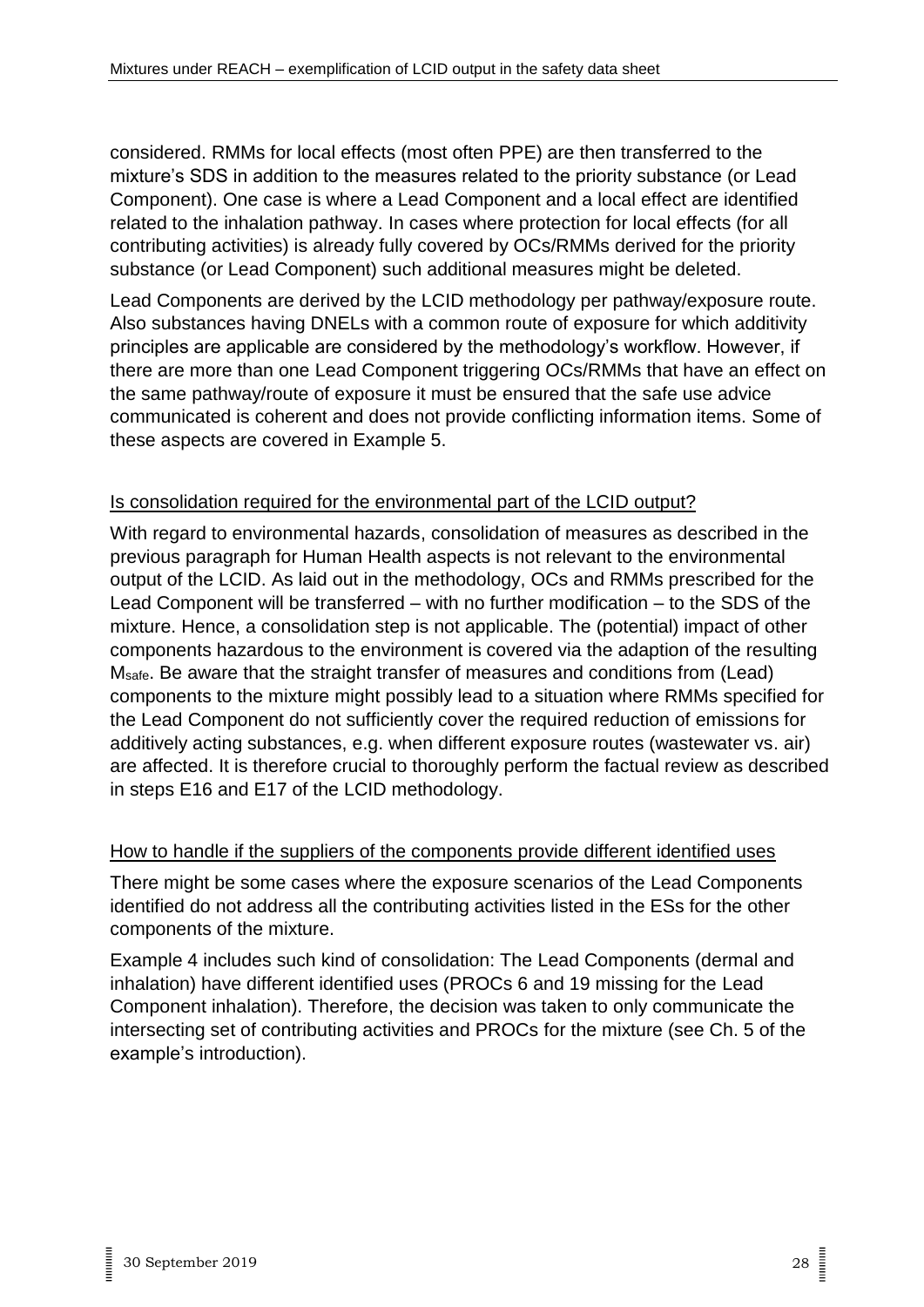considered. RMMs for local effects (most often PPE) are then transferred to the mixture's SDS in addition to the measures related to the priority substance (or Lead Component). One case is where a Lead Component and a local effect are identified related to the inhalation pathway. In cases where protection for local effects (for all contributing activities) is already fully covered by OCs/RMMs derived for the priority substance (or Lead Component) such additional measures might be deleted.

Lead Components are derived by the LCID methodology per pathway/exposure route. Also substances having DNELs with a common route of exposure for which additivity principles are applicable are considered by the methodology's workflow. However, if there are more than one Lead Component triggering OCs/RMMs that have an effect on the same pathway/route of exposure it must be ensured that the safe use advice communicated is coherent and does not provide conflicting information items. Some of these aspects are covered in Example 5.

<u>Is consolidation required for the environmental part of the LCID output?</u>

With regard to environmental hazards, consolidation of measures as described in the previous paragraph for Human Health aspects is not relevant to the environmental output of the LCID. As laid out in the methodology, OCs and RMMs prescribed for the Lead Component will be transferred – with no further modification – to the SDS of the mixture. Hence, a consolidation step is not applicable. The (potential) impact of other components hazardous to the environment is covered via the adaption of the resulting $M_{safe}$. Be aware that the straight transfer of measures and conditions from (Lead) components to the mixture might possibly lead to a situation where RMMs specified for the Lead Component do not sufficiently cover the required reduction of emissions for additively acting substances, e.g. when different exposure routes (wastewater vs. air) are affected. It is therefore crucial to thoroughly perform the factual review as described in steps E16 and E17 of the LCID methodology.

<u>How to handle if the suppliers of the components provide different identified uses</u>

There might be some cases where the exposure scenarios of the Lead Components identified do not address all the contributing activities listed in the ESs for the other components of the mixture.

Example 4 includes such kind of consolidation: The Lead Components (dermal and inhalation) have different identified uses (PROCs 6 and 19 missing for the Lead Component inhalation). Therefore, the decision was taken to only communicate the intersecting set of contributing activities and PROCs for the mixture (see Ch. 5 of the example's introduction).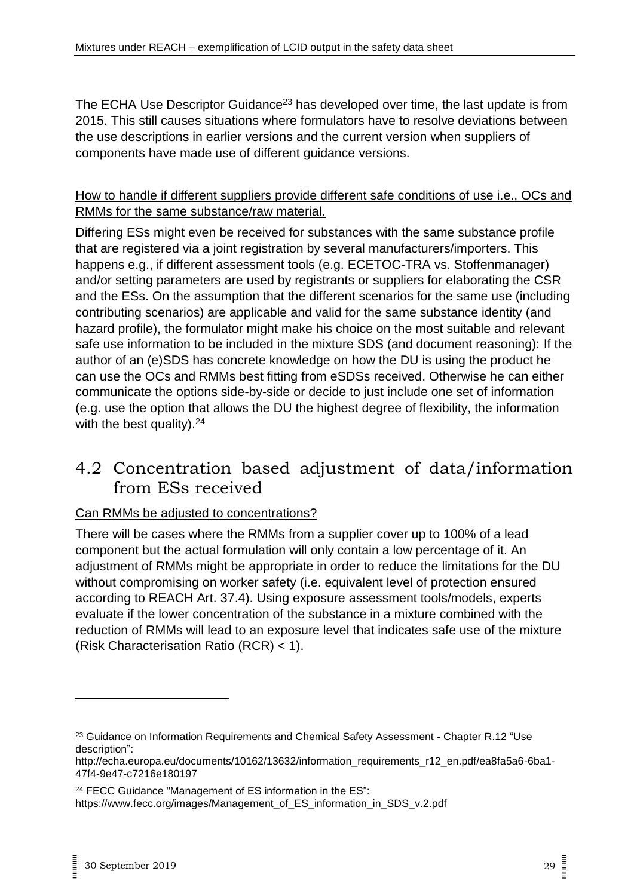The ECHA Use Descriptor Guidance[23] has developed over time, the last update is from 2015. This still causes situations where formulators have to resolve deviations between the use descriptions in earlier versions and the current version when suppliers of components have made use of different guidance versions.

<u>How to handle if different suppliers provide different safe conditions of use i.e., OCs and RMMs for the same substance/raw material.</u>

Differing ESs might even be received for substances with the same substance profile that are registered via a joint registration by several manufacturers/importers. This happens e.g., if different assessment tools (e.g. ECETOC-TRA vs. Stoffenmanager) and/or setting parameters are used by registrants or suppliers for elaborating the CSR and the ESs. On the assumption that the different scenarios for the same use (including contributing scenarios) are applicable and valid for the same substance identity (and hazard profile), the formulator might make his choice on the most suitable and relevant safe use information to be included in the mixture SDS (and document reasoning): If the author of an (e)SDS has concrete knowledge on how the DU is using the product he can use the OCs and RMMs best fitting from eSDSs received. Otherwise he can either communicate the options side-by-side or decide to just include one set of information (e.g. use the option that allows the DU the highest degree of flexibility, the information with the best quality).[24]

## 4.2 Concentration based adjustment of data/information from ESs received

<u>Can RMMs be adjusted to concentrations?</u>

There will be cases where the RMMs from a supplier cover up to 100% of a lead component but the actual formulation will only contain a low percentage of it. An adjustment of RMMs might be appropriate in order to reduce the limitations for the DU without compromising on worker safety (i.e. equivalent level of protection ensured according to REACH Art. 37.4). Using exposure assessment tools/models, experts evaluate if the lower concentration of the substance in a mixture combined with the reduction of RMMs will lead to an exposure level that indicates safe use of the mixture (Risk Characterisation Ratio (RCR) < 1).

---

[23] Guidance on Information Requirements and Chemical Safety Assessment - Chapter R.12 "Use description": http://echa.europa.eu/documents/10162/13632/information_requirements_r12_en.pdf/ea8fa5a6-6ba1-47f4-9e47-c7216e180197

[24] FECC Guidance "Management of ES information in the ES": https://www.fecc.org/images/Management_of_ES_information_in_SDS_v.2.pdf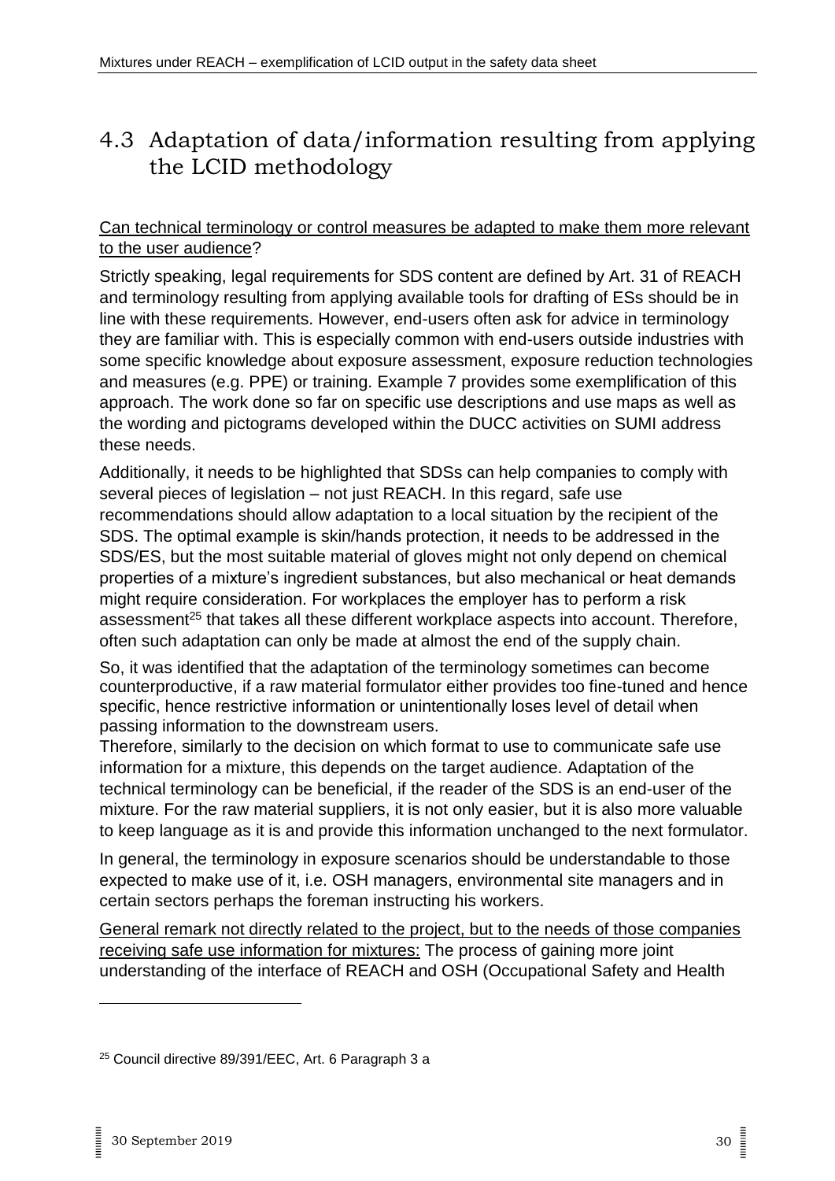## 4.3 Adaptation of data/information resulting from applying the LCID methodology

Can technical terminology or control measures be adapted to make them more relevant to the user audience?

Strictly speaking, legal requirements for SDS content are defined by Art. 31 of REACH and terminology resulting from applying available tools for drafting of ESs should be in line with these requirements. However, end-users often ask for advice in terminology they are familiar with. This is especially common with end-users outside industries with some specific knowledge about exposure assessment, exposure reduction technologies and measures (e.g. PPE) or training. Example 7 provides some exemplification of this approach. The work done so far on specific use descriptions and use maps as well as the wording and pictograms developed within the DUCC activities on SUMI address these needs.

Additionally, it needs to be highlighted that SDSs can help companies to comply with several pieces of legislation – not just REACH. In this regard, safe use recommendations should allow adaptation to a local situation by the recipient of the SDS. The optimal example is skin/hands protection, it needs to be addressed in the SDS/ES, but the most suitable material of gloves might not only depend on chemical properties of a mixture's ingredient substances, but also mechanical or heat demands might require consideration. For workplaces the employer has to perform a risk assessment[25] that takes all these different workplace aspects into account. Therefore, often such adaptation can only be made at almost the end of the supply chain.

So, it was identified that the adaptation of the terminology sometimes can become counterproductive, if a raw material formulator either provides too fine-tuned and hence specific, hence restrictive information or unintentionally loses level of detail when passing information to the downstream users.

Therefore, similarly to the decision on which format to use to communicate safe use information for a mixture, this depends on the target audience. Adaptation of the technical terminology can be beneficial, if the reader of the SDS is an end-user of the mixture. For the raw material suppliers, it is not only easier, but it is also more valuable to keep language as it is and provide this information unchanged to the next formulator.

In general, the terminology in exposure scenarios should be understandable to those expected to make use of it, i.e. OSH managers, environmental site managers and in certain sectors perhaps the foreman instructing his workers.

General remark not directly related to the project, but to the needs of those companies receiving safe use information for mixtures: The process of gaining more joint understanding of the interface of REACH and OSH (Occupational Safety and Health

[25] Council directive 89/391/EEC, Art. 6 Paragraph 3 a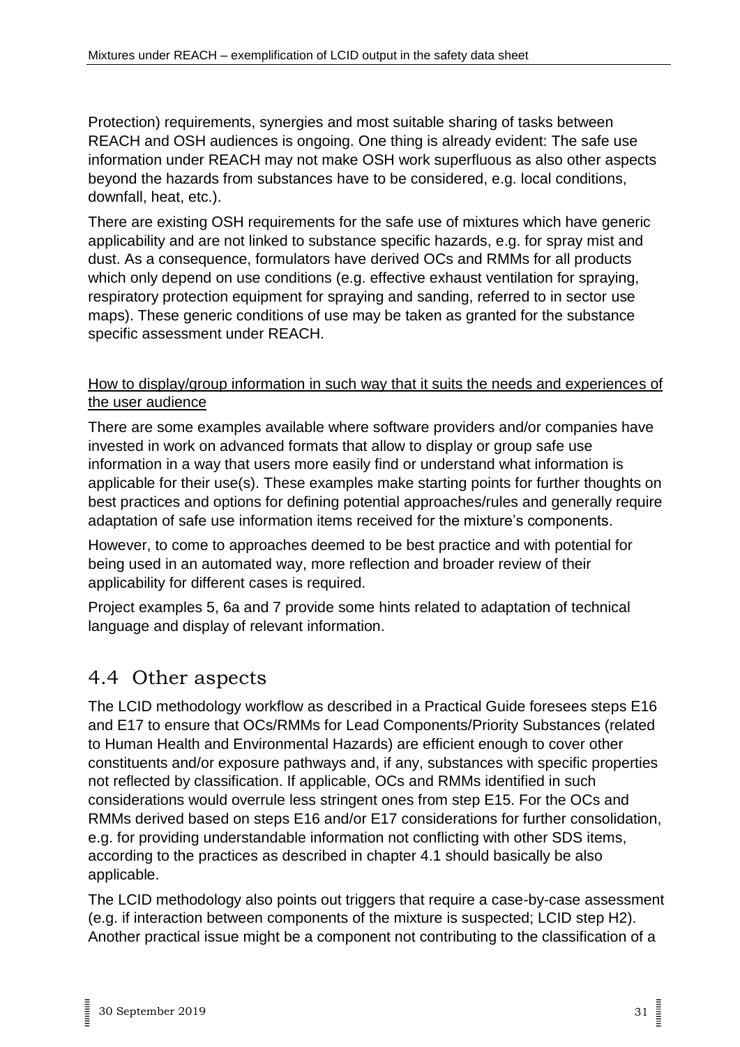Protection) requirements, synergies and most suitable sharing of tasks between REACH and OSH audiences is ongoing. One thing is already evident: The safe use information under REACH may not make OSH work superfluous as also other aspects beyond the hazards from substances have to be considered, e.g. local conditions, downfall, heat, etc.).

There are existing OSH requirements for the safe use of mixtures which have generic applicability and are not linked to substance specific hazards, e.g. for spray mist and dust. As a consequence, formulators have derived OCs and RMMs for all products which only depend on use conditions (e.g. effective exhaust ventilation for spraying, respiratory protection equipment for spraying and sanding, referred to in sector use maps). These generic conditions of use may be taken as granted for the substance specific assessment under REACH.

How to display/group information in such way that it suits the needs and experiences of the user audience

There are some examples available where software providers and/or companies have invested in work on advanced formats that allow to display or group safe use information in a way that users more easily find or understand what information is applicable for their use(s). These examples make starting points for further thoughts on best practices and options for defining potential approaches/rules and generally require adaptation of safe use information items received for the mixture's components.

However, to come to approaches deemed to be best practice and with potential for being used in an automated way, more reflection and broader review of their applicability for different cases is required.

Project examples 5, 6a and 7 provide some hints related to adaptation of technical language and display of relevant information.

## 4.4 Other aspects

The LCID methodology workflow as described in a Practical Guide foresees steps E16 and E17 to ensure that OCs/RMMs for Lead Components/Priority Substances (related to Human Health and Environmental Hazards) are efficient enough to cover other constituents and/or exposure pathways and, if any, substances with specific properties not reflected by classification. If applicable, OCs and RMMs identified in such considerations would overrule less stringent ones from step E15. For the OCs and RMMs derived based on steps E16 and/or E17 considerations for further consolidation, e.g. for providing understandable information not conflicting with other SDS items, according to the practices as described in chapter 4.1 should basically be also applicable.

The LCID methodology also points out triggers that require a case-by-case assessment (e.g. if interaction between components of the mixture is suspected; LCID step H2). Another practical issue might be a component not contributing to the classification of a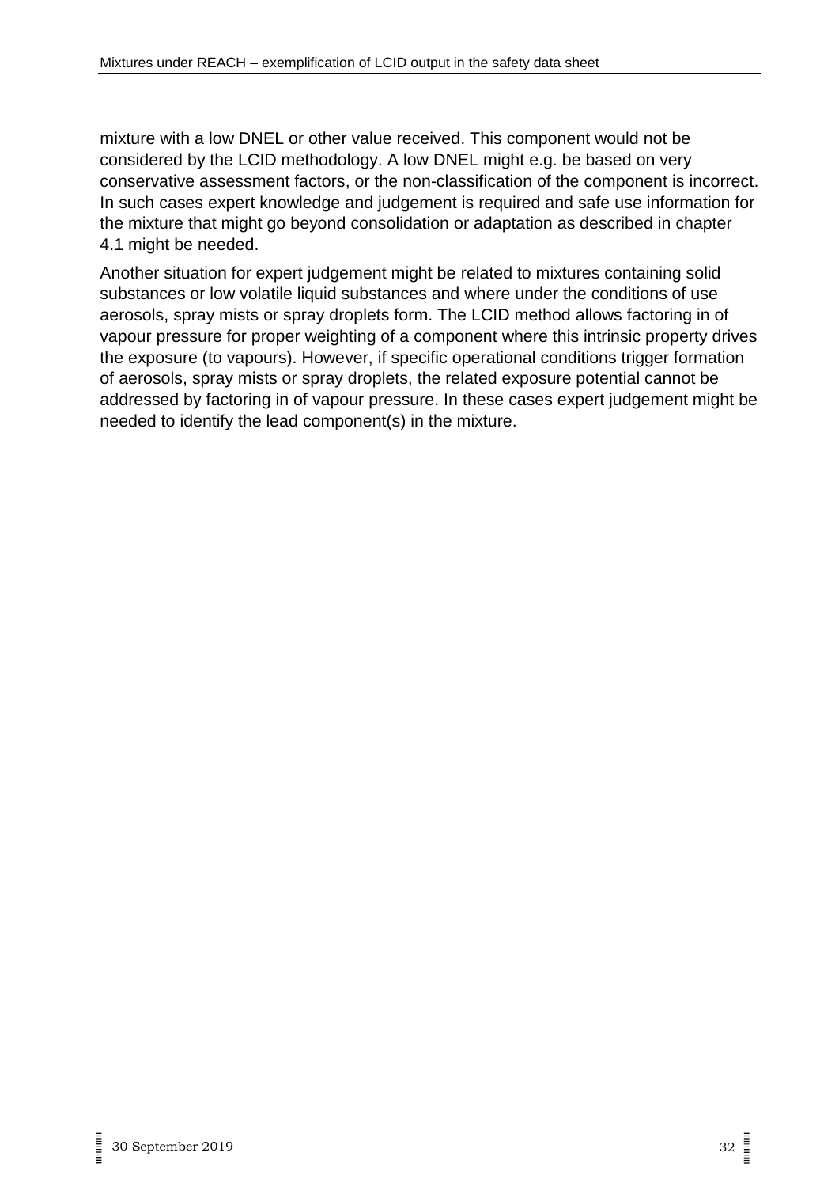mixture with a low DNEL or other value received. This component would not be considered by the LCID methodology. A low DNEL might e.g. be based on very conservative assessment factors, or the non-classification of the component is incorrect. In such cases expert knowledge and judgement is required and safe use information for the mixture that might go beyond consolidation or adaptation as described in chapter 4.1 might be needed.

Another situation for expert judgement might be related to mixtures containing solid substances or low volatile liquid substances and where under the conditions of use aerosols, spray mists or spray droplets form. The LCID method allows factoring in of vapour pressure for proper weighting of a component where this intrinsic property drives the exposure (to vapours). However, if specific operational conditions trigger formation of aerosols, spray mists or spray droplets, the related exposure potential cannot be addressed by factoring in of vapour pressure. In these cases expert judgement might be needed to identify the lead component(s) in the mixture.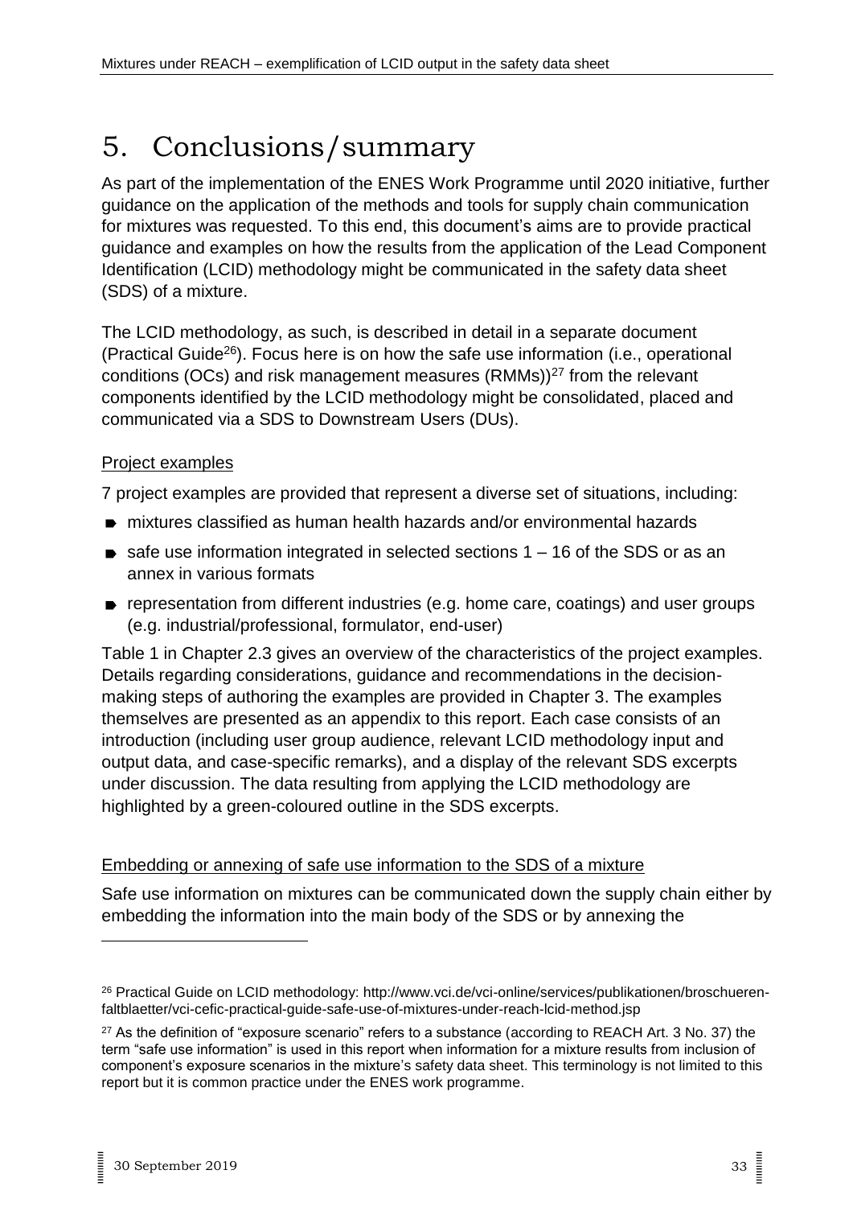# 5. Conclusions/summary

As part of the implementation of the ENES Work Programme until 2020 initiative, further guidance on the application of the methods and tools for supply chain communication for mixtures was requested. To this end, this document's aims are to provide practical guidance and examples on how the results from the application of the Lead Component Identification (LCID) methodology might be communicated in the safety data sheet (SDS) of a mixture.

The LCID methodology, as such, is described in detail in a separate document (Practical Guide[26]). Focus here is on how the safe use information (i.e., operational conditions (OCs) and risk management measures (RMMs))[27] from the relevant components identified by the LCID methodology might be consolidated, placed and communicated via a SDS to Downstream Users (DUs).

<u>Project examples</u>

7 project examples are provided that represent a diverse set of situations, including:

- mixtures classified as human health hazards and/or environmental hazards
- safe use information integrated in selected sections 1 – 16 of the SDS or as an annex in various formats
- representation from different industries (e.g. home care, coatings) and user groups (e.g. industrial/professional, formulator, end-user)

Table 1 in Chapter 2.3 gives an overview of the characteristics of the project examples. Details regarding considerations, guidance and recommendations in the decision-making steps of authoring the examples are provided in Chapter 3. The examples themselves are presented as an appendix to this report. Each case consists of an introduction (including user group audience, relevant LCID methodology input and output data, and case-specific remarks), and a display of the relevant SDS excerpts under discussion. The data resulting from applying the LCID methodology are highlighted by a green-coloured outline in the SDS excerpts.

<u>Embedding or annexing of safe use information to the SDS of a mixture</u>

Safe use information on mixtures can be communicated down the supply chain either by embedding the information into the main body of the SDS or by annexing the

---

[26] Practical Guide on LCID methodology: http://www.vci.de/vci-online/services/publikationen/broschueren-faltblaetter/vci-cefic-practical-guide-safe-use-of-mixtures-under-reach-lcid-method.jsp

[27] As the definition of "exposure scenario" refers to a substance (according to REACH Art. 3 No. 37) the term "safe use information" is used in this report when information for a mixture results from inclusion of component's exposure scenarios in the mixture's safety data sheet. This terminology is not limited to this report but it is common practice under the ENES work programme.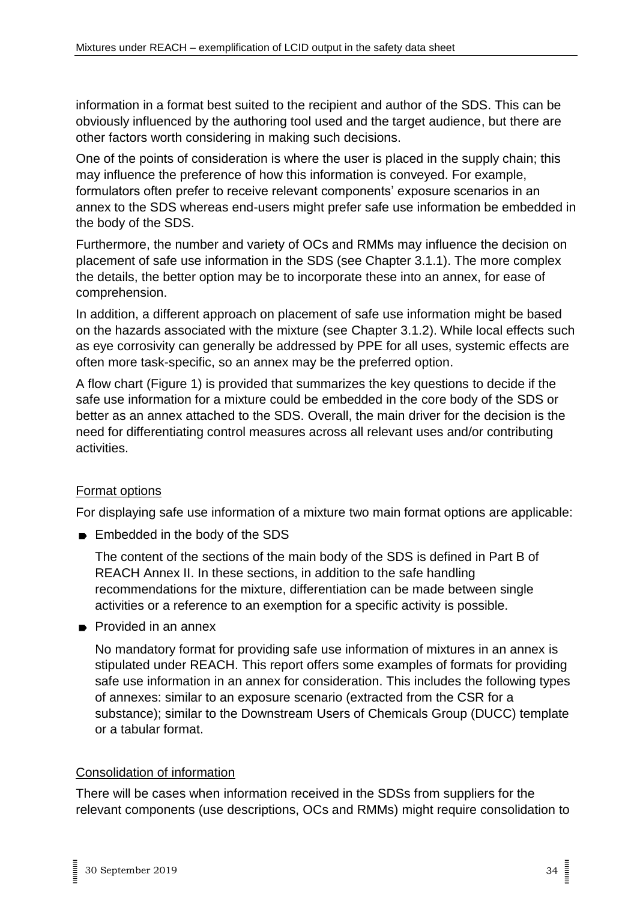information in a format best suited to the recipient and author of the SDS. This can be obviously influenced by the authoring tool used and the target audience, but there are other factors worth considering in making such decisions.

One of the points of consideration is where the user is placed in the supply chain; this may influence the preference of how this information is conveyed. For example, formulators often prefer to receive relevant components' exposure scenarios in an annex to the SDS whereas end-users might prefer safe use information be embedded in the body of the SDS.

Furthermore, the number and variety of OCs and RMMs may influence the decision on placement of safe use information in the SDS (see Chapter 3.1.1). The more complex the details, the better option may be to incorporate these into an annex, for ease of comprehension.

In addition, a different approach on placement of safe use information might be based on the hazards associated with the mixture (see Chapter 3.1.2). While local effects such as eye corrosivity can generally be addressed by PPE for all uses, systemic effects are often more task-specific, so an annex may be the preferred option.

A flow chart (Figure 1) is provided that summarizes the key questions to decide if the safe use information for a mixture could be embedded in the core body of the SDS or better as an annex attached to the SDS. Overall, the main driver for the decision is the need for differentiating control measures across all relevant uses and/or contributing activities.

Format options

For displaying safe use information of a mixture two main format options are applicable:

- Embedded in the body of the SDS

  The content of the sections of the main body of the SDS is defined in Part B of REACH Annex II. In these sections, in addition to the safe handling recommendations for the mixture, differentiation can be made between single activities or a reference to an exemption for a specific activity is possible.

- Provided in an annex

  No mandatory format for providing safe use information of mixtures in an annex is stipulated under REACH. This report offers some examples of formats for providing safe use information in an annex for consideration. This includes the following types of annexes: similar to an exposure scenario (extracted from the CSR for a substance); similar to the Downstream Users of Chemicals Group (DUCC) template or a tabular format.

Consolidation of information

There will be cases when information received in the SDSs from suppliers for the relevant components (use descriptions, OCs and RMMs) might require consolidation to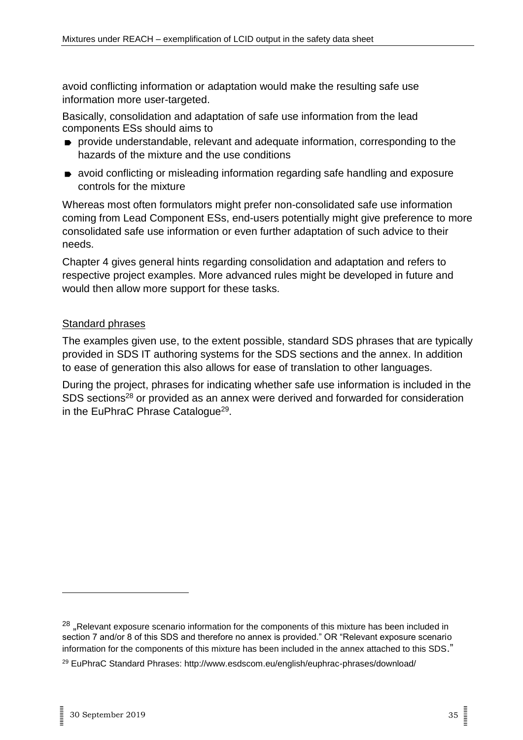avoid conflicting information or adaptation would make the resulting safe use information more user-targeted.

Basically, consolidation and adaptation of safe use information from the lead components ESs should aims to

- provide understandable, relevant and adequate information, corresponding to the hazards of the mixture and the use conditions
- avoid conflicting or misleading information regarding safe handling and exposure controls for the mixture

Whereas most often formulators might prefer non-consolidated safe use information coming from Lead Component ESs, end-users potentially might give preference to more consolidated safe use information or even further adaptation of such advice to their needs.

Chapter 4 gives general hints regarding consolidation and adaptation and refers to respective project examples. More advanced rules might be developed in future and would then allow more support for these tasks.

Standard phrases

The examples given use, to the extent possible, standard SDS phrases that are typically provided in SDS IT authoring systems for the SDS sections and the annex. In addition to ease of generation this also allows for ease of translation to other languages.

During the project, phrases for indicating whether safe use information is included in the SDS sections[28] or provided as an annex were derived and forwarded for consideration in the EuPhraC Phrase Catalogue[29].

[28] „Relevant exposure scenario information for the components of this mixture has been included in section 7 and/or 8 of this SDS and therefore no annex is provided." OR "Relevant exposure scenario information for the components of this mixture has been included in the annex attached to this SDS."

[29] EuPhraC Standard Phrases: http://www.esdscom.eu/english/euphrac-phrases/download/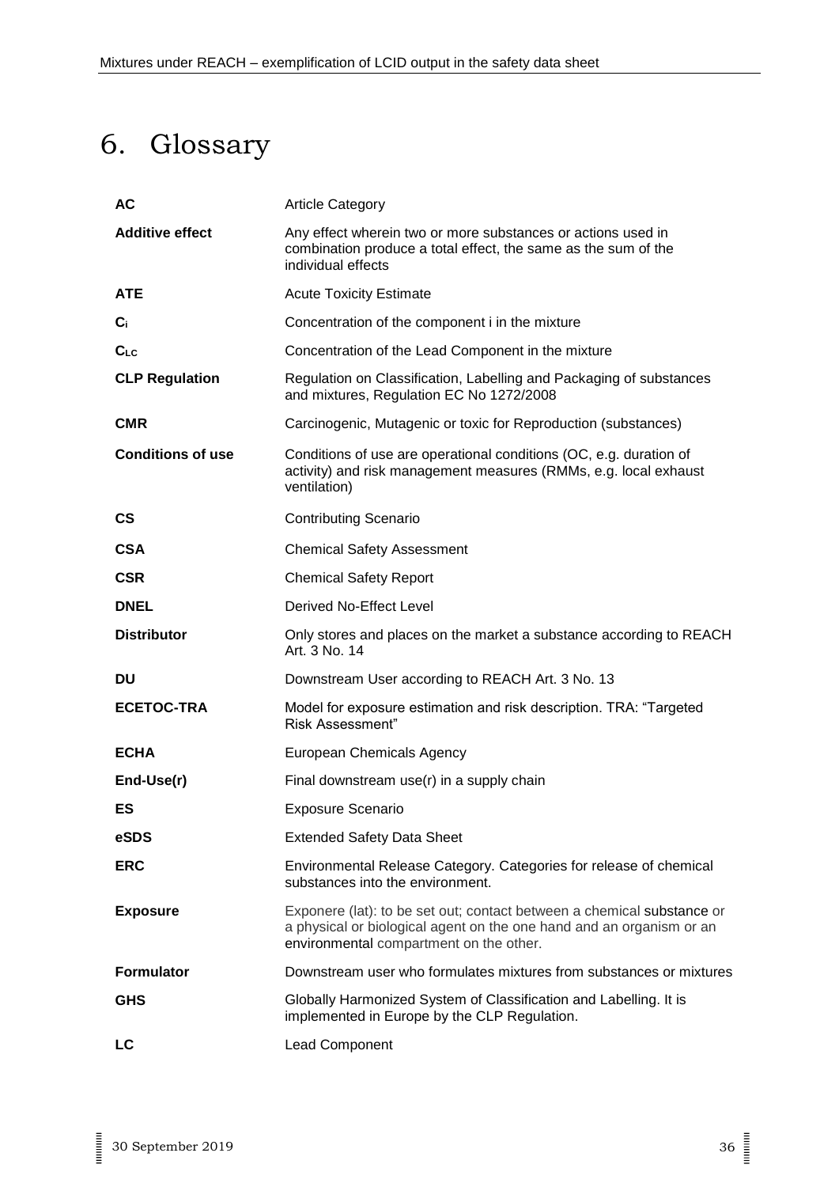# 6. Glossary

| | |
|---|---|
| **AC** | Article Category |
| **Additive effect** | Any effect wherein two or more substances or actions used in combination produce a total effect, the same as the sum of the individual effects |
| **ATE** | Acute Toxicity Estimate |
| **$C_i$** | Concentration of the component i in the mixture |
| **$C_{LC}$** | Concentration of the Lead Component in the mixture |
| **CLP Regulation** | Regulation on Classification, Labelling and Packaging of substances and mixtures, Regulation EC No 1272/2008 |
| **CMR** | Carcinogenic, Mutagenic or toxic for Reproduction (substances) |
| **Conditions of use** | Conditions of use are operational conditions (OC, e.g. duration of activity) and risk management measures (RMMs, e.g. local exhaust ventilation) |
| **CS** | Contributing Scenario |
| **CSA** | Chemical Safety Assessment |
| **CSR** | Chemical Safety Report |
| **DNEL** | Derived No-Effect Level |
| **Distributor** | Only stores and places on the market a substance according to REACH Art. 3 No. 14 |
| **DU** | Downstream User according to REACH Art. 3 No. 13 |
| **ECETOC-TRA** | Model for exposure estimation and risk description. TRA: "Targeted Risk Assessment" |
| **ECHA** | European Chemicals Agency |
| **End-Use(r)** | Final downstream use(r) in a supply chain |
| **ES** | Exposure Scenario |
| **eSDS** | Extended Safety Data Sheet |
| **ERC** | Environmental Release Category. Categories for release of chemical substances into the environment. |
| **Exposure** | Exponere (lat): to be set out; contact between a chemical substance or a physical or biological agent on the one hand and an organism or an environmental compartment on the other. |
| **Formulator** | Downstream user who formulates mixtures from substances or mixtures |
| **GHS** | Globally Harmonized System of Classification and Labelling. It is implemented in Europe by the CLP Regulation. |
| **LC** | Lead Component |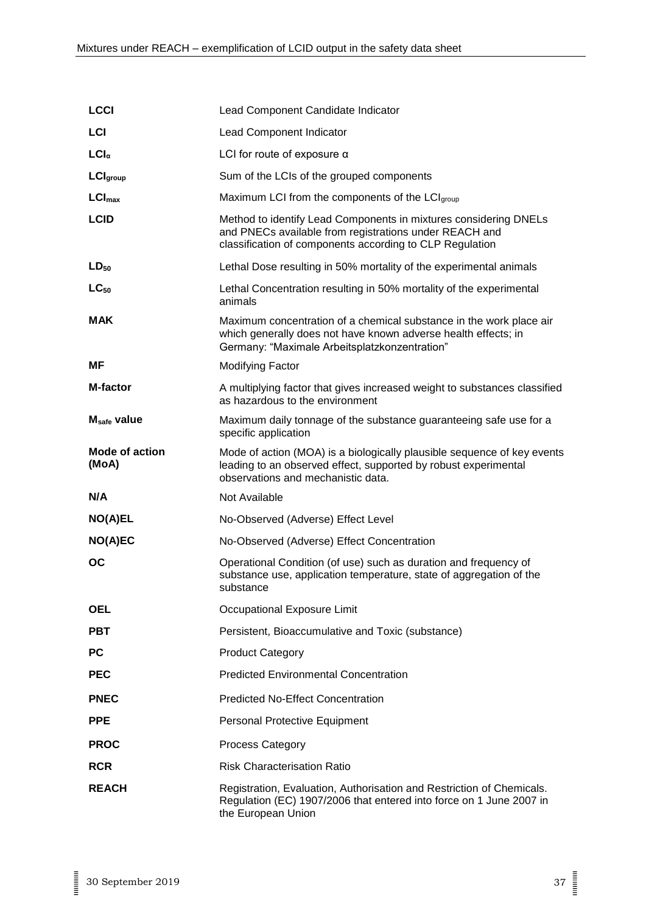| | |
|---|---|
| **LCCI** | Lead Component Candidate Indicator |
| **LCI** | Lead Component Indicator |
| **$LCI_{\alpha}$** | LCI for route of exposure α |
| **$LCI_{group}$** | Sum of the LCIs of the grouped components |
| **$LCI_{max}$** | Maximum LCI from the components of the $LCI_{group}$ |
| **LCID** | Method to identify Lead Components in mixtures considering DNELs and PNECs available from registrations under REACH and classification of components according to CLP Regulation |
| **$LD_{50}$** | Lethal Dose resulting in 50% mortality of the experimental animals |
| **$LC_{50}$** | Lethal Concentration resulting in 50% mortality of the experimental animals |
| **MAK** | Maximum concentration of a chemical substance in the work place air which generally does not have known adverse health effects; in Germany: "Maximale Arbeitsplatzkonzentration" |
| **MF** | Modifying Factor |
| **M-factor** | A multiplying factor that gives increased weight to substances classified as hazardous to the environment |
| **$M_{safe}$ value** | Maximum daily tonnage of the substance guaranteeing safe use for a specific application |
| **Mode of action (MoA)** | Mode of action (MOA) is a biologically plausible sequence of key events leading to an observed effect, supported by robust experimental observations and mechanistic data. |
| **N/A** | Not Available |
| **NO(A)EL** | No-Observed (Adverse) Effect Level |
| **NO(A)EC** | No-Observed (Adverse) Effect Concentration |
| **OC** | Operational Condition (of use) such as duration and frequency of substance use, application temperature, state of aggregation of the substance |
| **OEL** | Occupational Exposure Limit |
| **PBT** | Persistent, Bioaccumulative and Toxic (substance) |
| **PC** | Product Category |
| **PEC** | Predicted Environmental Concentration |
| **PNEC** | Predicted No-Effect Concentration |
| **PPE** | Personal Protective Equipment |
| **PROC** | Process Category |
| **RCR** | Risk Characterisation Ratio |
| **REACH** | Registration, Evaluation, Authorisation and Restriction of Chemicals. Regulation (EC) 1907/2006 that entered into force on 1 June 2007 in the European Union |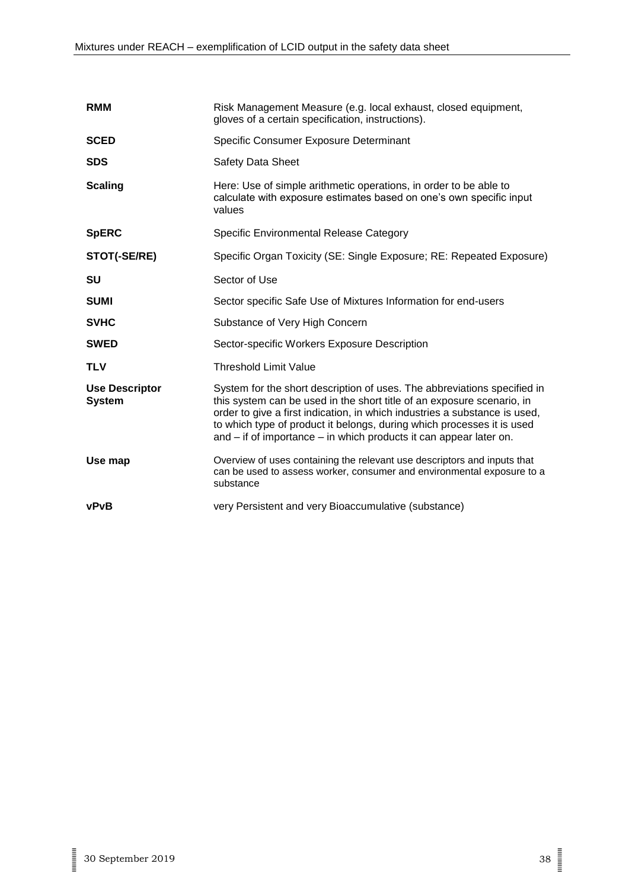| | |
|---|---|
| **RMM** | Risk Management Measure (e.g. local exhaust, closed equipment, gloves of a certain specification, instructions). |
| **SCED** | Specific Consumer Exposure Determinant |
| **SDS** | Safety Data Sheet |
| **Scaling** | Here: Use of simple arithmetic operations, in order to be able to calculate with exposure estimates based on one's own specific input values |
| **SpERC** | Specific Environmental Release Category |
| **STOT(-SE/RE)** | Specific Organ Toxicity (SE: Single Exposure; RE: Repeated Exposure) |
| **SU** | Sector of Use |
| **SUMI** | Sector specific Safe Use of Mixtures Information for end-users |
| **SVHC** | Substance of Very High Concern |
| **SWED** | Sector-specific Workers Exposure Description |
| **TLV** | Threshold Limit Value |
| **Use Descriptor System** | System for the short description of uses. The abbreviations specified in this system can be used in the short title of an exposure scenario, in order to give a first indication, in which industries a substance is used, to which type of product it belongs, during which processes it is used and – if of importance – in which products it can appear later on. |
| **Use map** | Overview of uses containing the relevant use descriptors and inputs that can be used to assess worker, consumer and environmental exposure to a substance |
| **vPvB** | very Persistent and very Bioaccumulative (substance) |